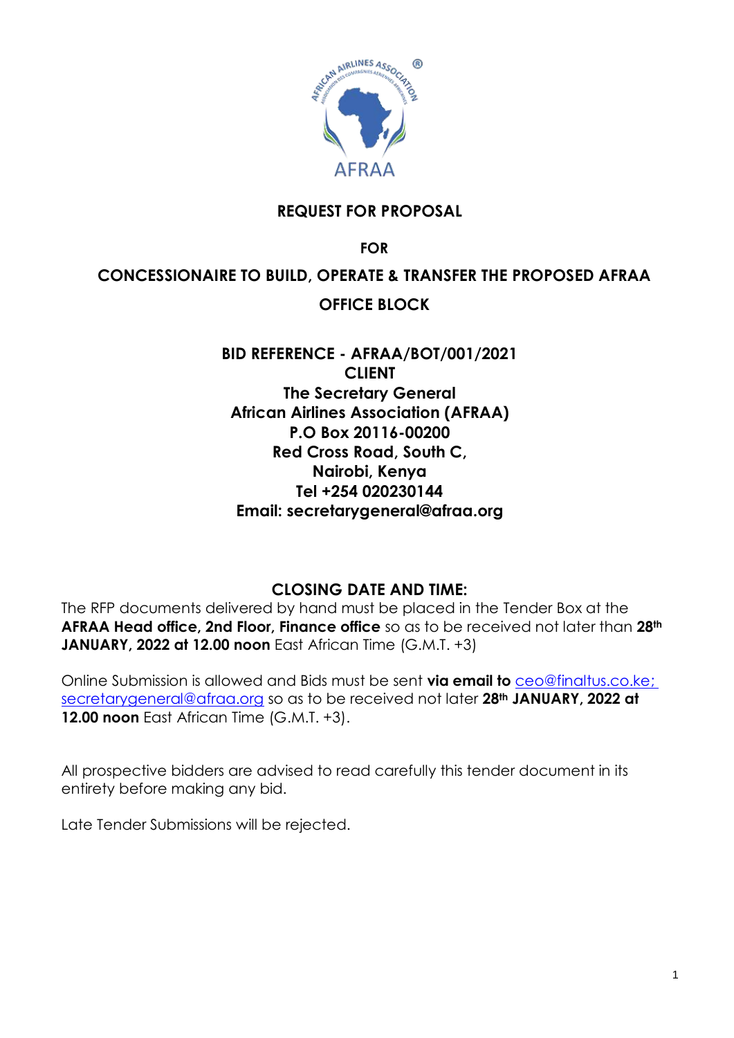AFRAA

# REQUEST FOR PROPOSAL

## FOR

## CONCESSIONAIRE TO BUILD, OPERATE & TRANSFER THE PROPOSED AFRAA OFFICE BLOCK

**BID REFERENCE - AFRAA/BOT/001/2021**
**CLIENT**
**The Secretary General**
**African Airlines Association (AFRAA)**
**P.O Box 20116-00200**
**Red Cross Road, South C,**
**Nairobi, Kenya**
**Tel +254 020230144**
**Email: secretarygeneral@afraa.org**

**CLOSING DATE AND TIME:**

The RFP documents delivered by hand must be placed in the Tender Box at the **AFRAA Head office, 2nd Floor, Finance office** so as to be received not later than **28th JANUARY, 2022 at 12.00 noon** East African Time (G.M.T. +3)

Online Submission is allowed and Bids must be sent **via email to** ceo@finaltus.co.ke; secretarygeneral@afraa.org so as to be received not later **28th JANUARY, 2022 at 12.00 noon** East African Time (G.M.T. +3).

All prospective bidders are advised to read carefully this tender document in its entirety before making any bid.

Late Tender Submissions will be rejected.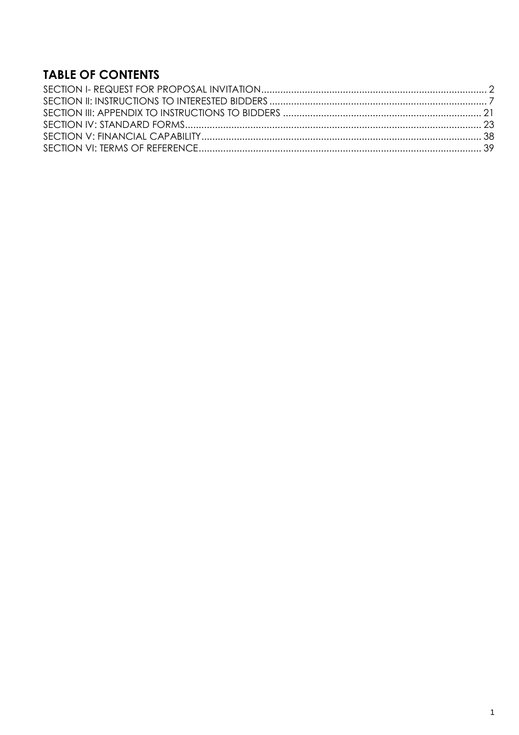## TABLE OF CONTENTS

SECTION I- REQUEST FOR PROPOSAL INVITATION ........................................ 2
SECTION II: INSTRUCTIONS TO INTERESTED BIDDERS ........................................ 7
SECTION III: APPENDIX TO INSTRUCTIONS TO BIDDERS ........................................ 21
SECTION IV: STANDARD FORMS ........................................ 23
SECTION V: FINANCIAL CAPABILITY ........................................ 38
SECTION VI: TERMS OF REFERENCE ........................................ 39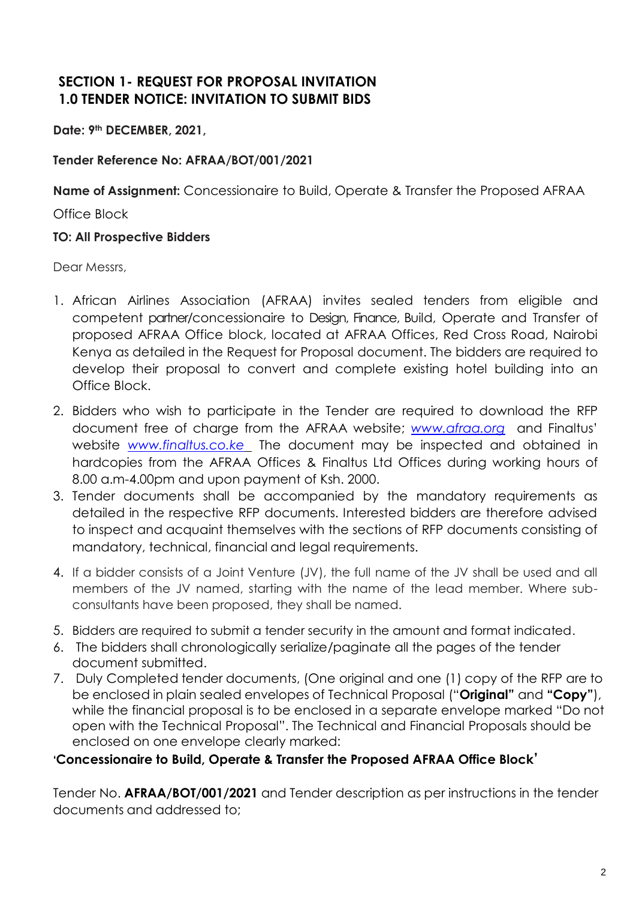# SECTION 1- REQUEST FOR PROPOSAL INVITATION

## 1.0 TENDER NOTICE: INVITATION TO SUBMIT BIDS

**Date: 9th DECEMBER, 2021,**

**Tender Reference No: AFRAA/BOT/001/2021**

**Name of Assignment:** Concessionaire to Build, Operate & Transfer the Proposed AFRAA Office Block

**TO: All Prospective Bidders**

Dear Messrs,

1. African Airlines Association (AFRAA) invites sealed tenders from eligible and competent partner/concessionaire to Design, Finance, Build, Operate and Transfer of proposed AFRAA Office block, located at AFRAA Offices, Red Cross Road, Nairobi Kenya as detailed in the Request for Proposal document. The bidders are required to develop their proposal to convert and complete existing hotel building into an Office Block.
2. Bidders who wish to participate in the Tender are required to download the RFP document free of charge from the AFRAA website; *www.afraa.org* and Finaltus' website *www.finaltus.co.ke* The document may be inspected and obtained in hardcopies from the AFRAA Offices & Finaltus Ltd Offices during working hours of 8.00 a.m-4.00pm and upon payment of Ksh. 2000.
3. Tender documents shall be accompanied by the mandatory requirements as detailed in the respective RFP documents. Interested bidders are therefore advised to inspect and acquaint themselves with the sections of RFP documents consisting of mandatory, technical, financial and legal requirements.
4. If a bidder consists of a Joint Venture (JV), the full name of the JV shall be used and all members of the JV named, starting with the name of the lead member. Where sub-consultants have been proposed, they shall be named.
5. Bidders are required to submit a tender security in the amount and format indicated.
6. The bidders shall chronologically serialize/paginate all the pages of the tender document submitted.
7. Duly Completed tender documents, (One original and one (1) copy of the RFP are to be enclosed in plain sealed envelopes of Technical Proposal ("**Original"** and **"Copy"**), while the financial proposal is to be enclosed in a separate envelope marked "Do not open with the Technical Proposal". The Technical and Financial Proposals should be enclosed on one envelope clearly marked:

**'Concessionaire to Build, Operate & Transfer the Proposed AFRAA Office Block'**

Tender No. **AFRAA/BOT/001/2021** and Tender description as per instructions in the tender documents and addressed to;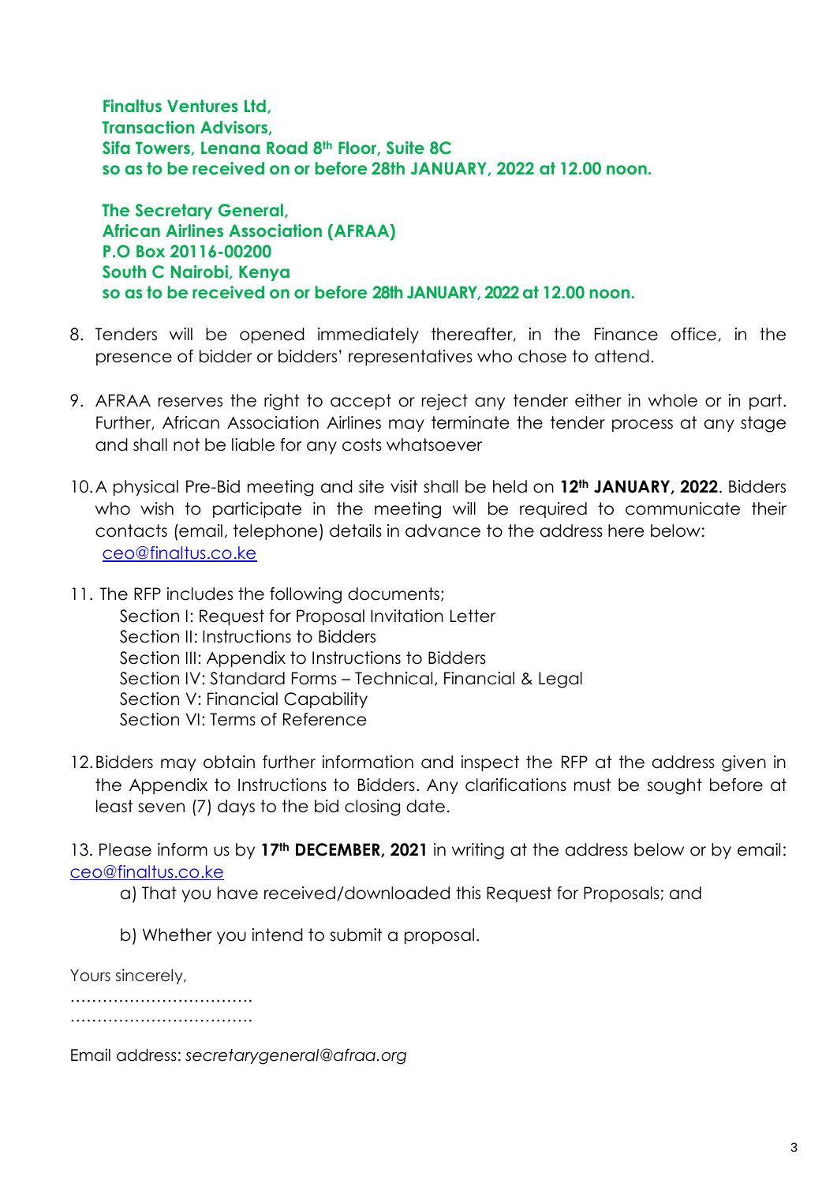**Finaltus Ventures Ltd,**
**Transaction Advisors,**
**Sifa Towers, Lenana Road 8th Floor, Suite 8C**
**so as to be received on or before 28th JANUARY, 2022 at 12.00 noon.**

**The Secretary General,**
**African Airlines Association (AFRAA)**
**P.O Box 20116-00200**
**South C Nairobi, Kenya**
**so as to be received on or before 28th JANUARY, 2022 at 12.00 noon.**

8. Tenders will be opened immediately thereafter, in the Finance office, in the presence of bidder or bidders' representatives who chose to attend.

9. AFRAA reserves the right to accept or reject any tender either in whole or in part. Further, African Association Airlines may terminate the tender process at any stage and shall not be liable for any costs whatsoever

10. A physical Pre-Bid meeting and site visit shall be held on **12th JANUARY, 2022**. Bidders who wish to participate in the meeting will be required to communicate their contacts (email, telephone) details in advance to the address here below: ceo@finaltus.co.ke

11. The RFP includes the following documents;
    Section I: Request for Proposal Invitation Letter
    Section II: Instructions to Bidders
    Section III: Appendix to Instructions to Bidders
    Section IV: Standard Forms – Technical, Financial & Legal
    Section V: Financial Capability
    Section VI: Terms of Reference

12. Bidders may obtain further information and inspect the RFP at the address given in the Appendix to Instructions to Bidders. Any clarifications must be sought before at least seven (7) days to the bid closing date.

13. Please inform us by **17th DECEMBER, 2021** in writing at the address below or by email: ceo@finaltus.co.ke

    a) That you have received/downloaded this Request for Proposals; and

    b) Whether you intend to submit a proposal.

Yours sincerely,

……………………………
……………………………

Email address: *secretarygeneral@afraa.org*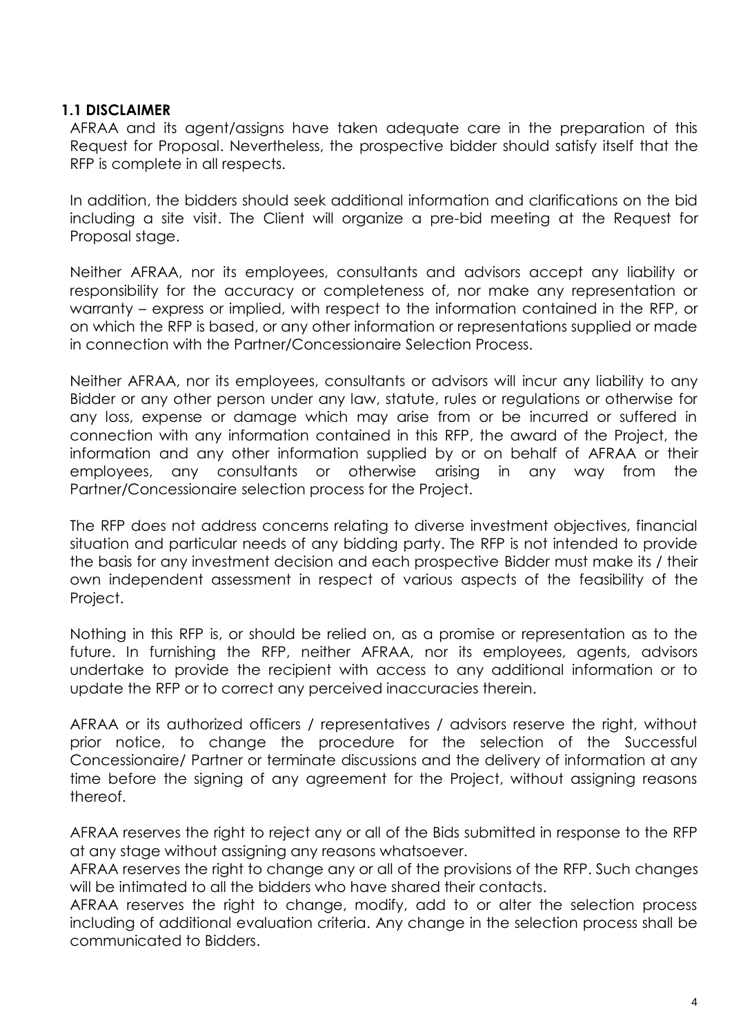### 1.1 DISCLAIMER

AFRAA and its agent/assigns have taken adequate care in the preparation of this Request for Proposal. Nevertheless, the prospective bidder should satisfy itself that the RFP is complete in all respects.

In addition, the bidders should seek additional information and clarifications on the bid including a site visit. The Client will organize a pre-bid meeting at the Request for Proposal stage.

Neither AFRAA, nor its employees, consultants and advisors accept any liability or responsibility for the accuracy or completeness of, nor make any representation or warranty – express or implied, with respect to the information contained in the RFP, or on which the RFP is based, or any other information or representations supplied or made in connection with the Partner/Concessionaire Selection Process.

Neither AFRAA, nor its employees, consultants or advisors will incur any liability to any Bidder or any other person under any law, statute, rules or regulations or otherwise for any loss, expense or damage which may arise from or be incurred or suffered in connection with any information contained in this RFP, the award of the Project, the information and any other information supplied by or on behalf of AFRAA or their employees, any consultants or otherwise arising in any way from the Partner/Concessionaire selection process for the Project.

The RFP does not address concerns relating to diverse investment objectives, financial situation and particular needs of any bidding party. The RFP is not intended to provide the basis for any investment decision and each prospective Bidder must make its / their own independent assessment in respect of various aspects of the feasibility of the Project.

Nothing in this RFP is, or should be relied on, as a promise or representation as to the future. In furnishing the RFP, neither AFRAA, nor its employees, agents, advisors undertake to provide the recipient with access to any additional information or to update the RFP or to correct any perceived inaccuracies therein.

AFRAA or its authorized officers / representatives / advisors reserve the right, without prior notice, to change the procedure for the selection of the Successful Concessionaire/ Partner or terminate discussions and the delivery of information at any time before the signing of any agreement for the Project, without assigning reasons thereof.

AFRAA reserves the right to reject any or all of the Bids submitted in response to the RFP at any stage without assigning any reasons whatsoever.
AFRAA reserves the right to change any or all of the provisions of the RFP. Such changes will be intimated to all the bidders who have shared their contacts.
AFRAA reserves the right to change, modify, add to or alter the selection process including of additional evaluation criteria. Any change in the selection process shall be communicated to Bidders.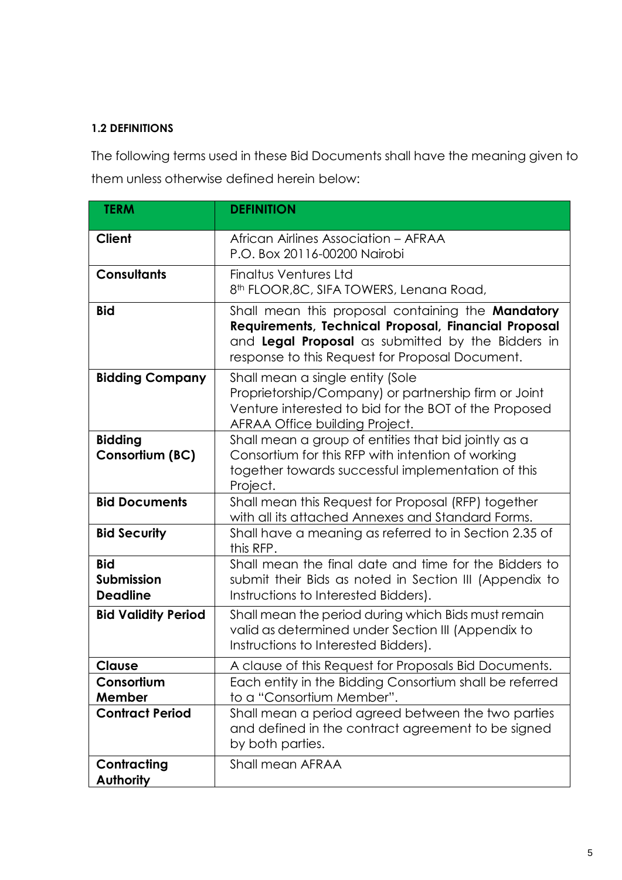### 1.2 DEFINITIONS

The following terms used in these Bid Documents shall have the meaning given to them unless otherwise defined herein below:

| TERM | DEFINITION |
|---|---|
| **Client** | African Airlines Association – AFRAA<br>P.O. Box 20116-00200 Nairobi |
| **Consultants** | Finaltus Ventures Ltd<br>8th FLOOR,8C, SIFA TOWERS, Lenana Road, |
| **Bid** | Shall mean this proposal containing the **Mandatory Requirements, Technical Proposal, Financial Proposal** and **Legal Proposal** as submitted by the Bidders in response to this Request for Proposal Document. |
| **Bidding Company** | Shall mean a single entity (Sole Proprietorship/Company) or partnership firm or Joint Venture interested to bid for the BOT of the Proposed AFRAA Office building Project. |
| **Bidding Consortium (BC)** | Shall mean a group of entities that bid jointly as a Consortium for this RFP with intention of working together towards successful implementation of this Project. |
| **Bid Documents** | Shall mean this Request for Proposal (RFP) together with all its attached Annexes and Standard Forms. |
| **Bid Security** | Shall have a meaning as referred to in Section 2.35 of this RFP. |
| **Bid Submission Deadline** | Shall mean the final date and time for the Bidders to submit their Bids as noted in Section III (Appendix to Instructions to Interested Bidders). |
| **Bid Validity Period** | Shall mean the period during which Bids must remain valid as determined under Section III (Appendix to Instructions to Interested Bidders). |
| **Clause** | A clause of this Request for Proposals Bid Documents. |
| **Consortium Member** | Each entity in the Bidding Consortium shall be referred to a "Consortium Member". |
| **Contract Period** | Shall mean a period agreed between the two parties and defined in the contract agreement to be signed by both parties. |
| **Contracting Authority** | Shall mean AFRAA |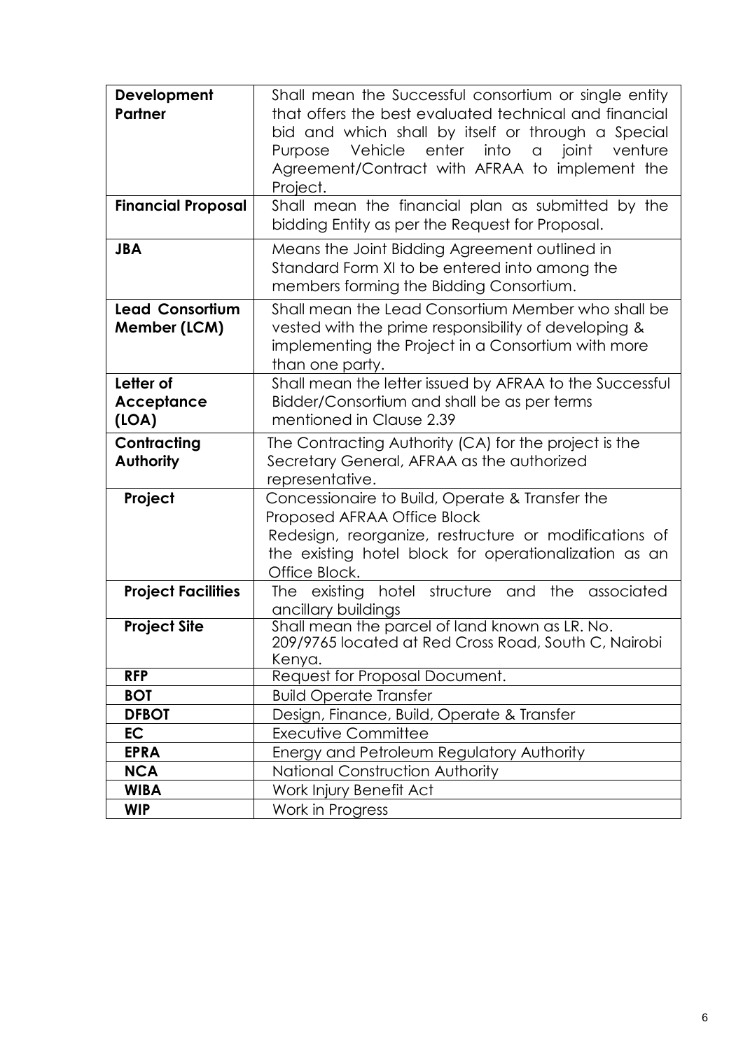| | |
|---|---|
| **Development Partner** | Shall mean the Successful consortium or single entity that offers the best evaluated technical and financial bid and which shall by itself or through a Special Purpose Vehicle enter into a joint venture Agreement/Contract with AFRAA to implement the Project. |
| **Financial Proposal** | Shall mean the financial plan as submitted by the bidding Entity as per the Request for Proposal. |
| **JBA** | Means the Joint Bidding Agreement outlined in Standard Form XI to be entered into among the members forming the Bidding Consortium. |
| **Lead Consortium Member (LCM)** | Shall mean the Lead Consortium Member who shall be vested with the prime responsibility of developing & implementing the Project in a Consortium with more than one party. |
| **Letter of Acceptance (LOA)** | Shall mean the letter issued by AFRAA to the Successful Bidder/Consortium and shall be as per terms mentioned in Clause 2.39 |
| **Contracting Authority** | The Contracting Authority (CA) for the project is the Secretary General, AFRAA as the authorized representative. |
| **Project** | Concessionaire to Build, Operate & Transfer the Proposed AFRAA Office Block<br>Redesign, reorganize, restructure or modifications of the existing hotel block for operationalization as an Office Block. |
| **Project Facilities** | The existing hotel structure and the associated ancillary buildings |
| **Project Site** | Shall mean the parcel of land known as LR. No. 209/9765 located at Red Cross Road, South C, Nairobi Kenya. |
| **RFP** | Request for Proposal Document. |
| **BOT** | Build Operate Transfer |
| **DFBOT** | Design, Finance, Build, Operate & Transfer |
| **EC** | Executive Committee |
| **EPRA** | Energy and Petroleum Regulatory Authority |
| **NCA** | National Construction Authority |
| **WIBA** | Work Injury Benefit Act |
| **WIP** | Work in Progress |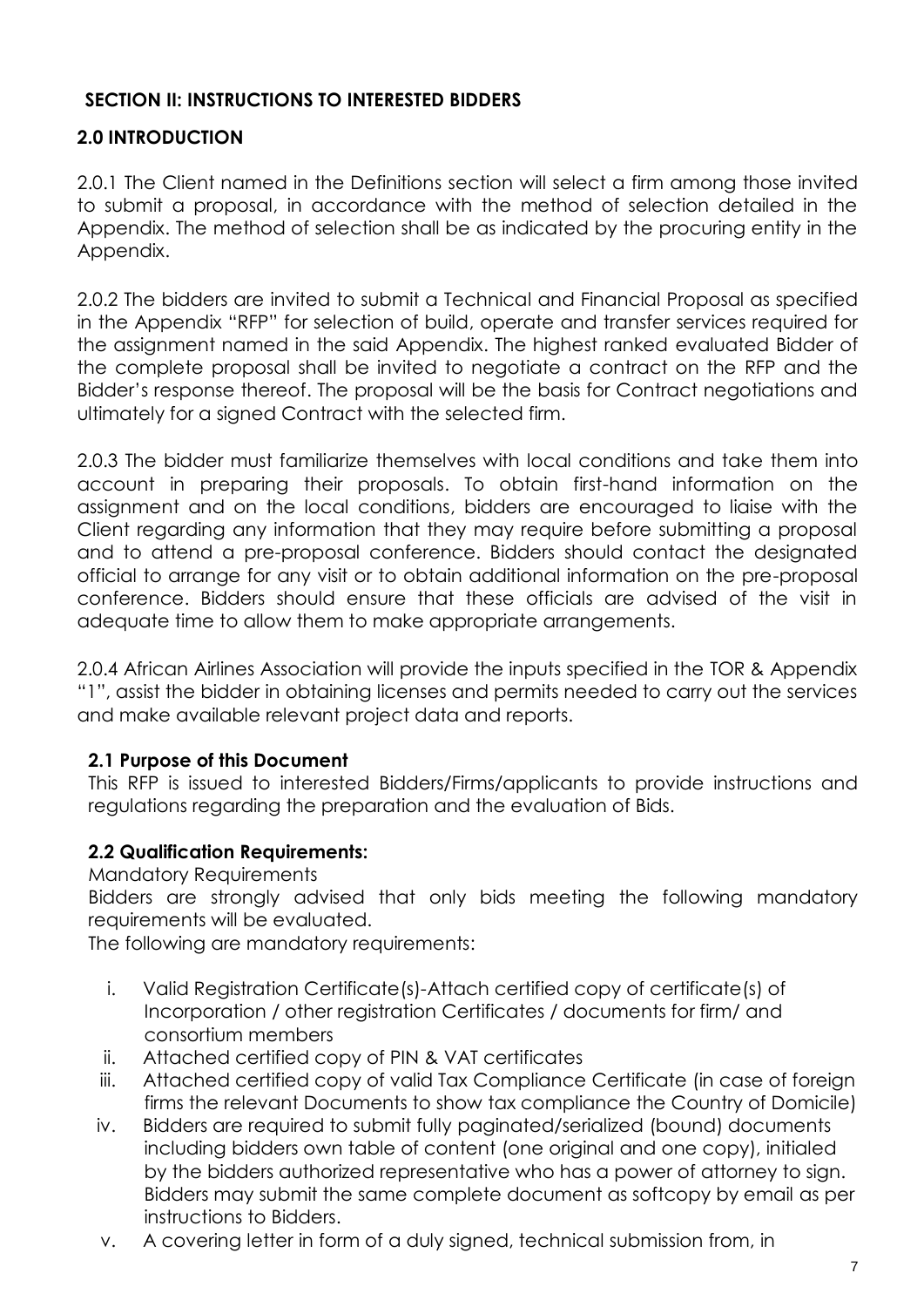## SECTION II: INSTRUCTIONS TO INTERESTED BIDDERS

### 2.0 INTRODUCTION

2.0.1 The Client named in the Definitions section will select a firm among those invited to submit a proposal, in accordance with the method of selection detailed in the Appendix. The method of selection shall be as indicated by the procuring entity in the Appendix.

2.0.2 The bidders are invited to submit a Technical and Financial Proposal as specified in the Appendix "RFP" for selection of build, operate and transfer services required for the assignment named in the said Appendix. The highest ranked evaluated Bidder of the complete proposal shall be invited to negotiate a contract on the RFP and the Bidder's response thereof. The proposal will be the basis for Contract negotiations and ultimately for a signed Contract with the selected firm.

2.0.3 The bidder must familiarize themselves with local conditions and take them into account in preparing their proposals. To obtain first-hand information on the assignment and on the local conditions, bidders are encouraged to liaise with the Client regarding any information that they may require before submitting a proposal and to attend a pre-proposal conference. Bidders should contact the designated official to arrange for any visit or to obtain additional information on the pre-proposal conference. Bidders should ensure that these officials are advised of the visit in adequate time to allow them to make appropriate arrangements.

2.0.4 African Airlines Association will provide the inputs specified in the TOR & Appendix "1", assist the bidder in obtaining licenses and permits needed to carry out the services and make available relevant project data and reports.

**2.1 Purpose of this Document**

This RFP is issued to interested Bidders/Firms/applicants to provide instructions and regulations regarding the preparation and the evaluation of Bids.

**2.2 Qualification Requirements:**

Mandatory Requirements

Bidders are strongly advised that only bids meeting the following mandatory requirements will be evaluated.

The following are mandatory requirements:

i. Valid Registration Certificate(s)-Attach certified copy of certificate(s) of Incorporation / other registration Certificates / documents for firm/ and consortium members
ii. Attached certified copy of PIN & VAT certificates
iii. Attached certified copy of valid Tax Compliance Certificate (in case of foreign firms the relevant Documents to show tax compliance the Country of Domicile)
iv. Bidders are required to submit fully paginated/serialized (bound) documents including bidders own table of content (one original and one copy), initialed by the bidders authorized representative who has a power of attorney to sign. Bidders may submit the same complete document as softcopy by email as per instructions to Bidders.
v. A covering letter in form of a duly signed, technical submission from, in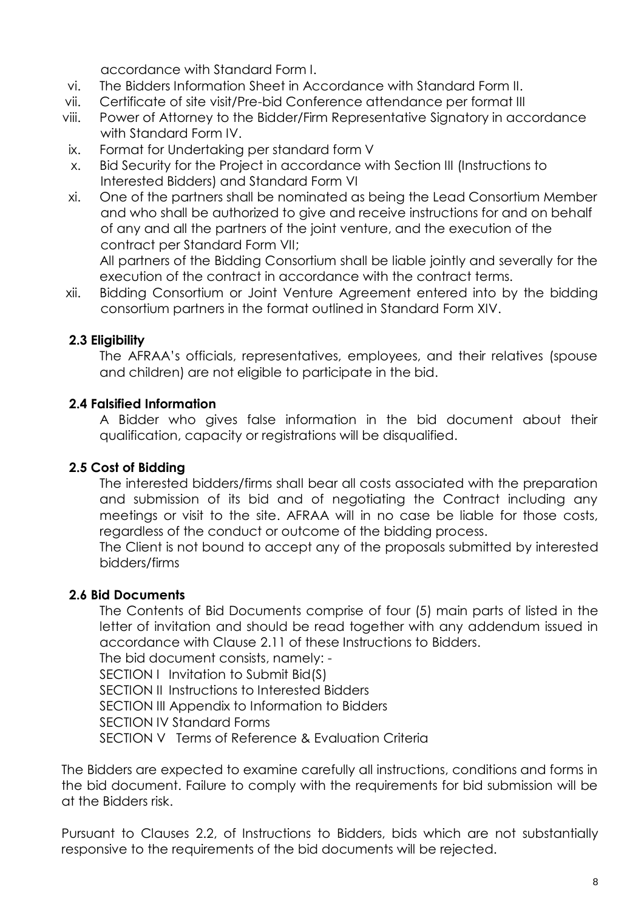accordance with Standard Form I.

vi. The Bidders Information Sheet in Accordance with Standard Form II.

vii. Certificate of site visit/Pre-bid Conference attendance per format III

viii. Power of Attorney to the Bidder/Firm Representative Signatory in accordance with Standard Form IV.

ix. Format for Undertaking per standard form V

x. Bid Security for the Project in accordance with Section III (Instructions to Interested Bidders) and Standard Form VI

xi. One of the partners shall be nominated as being the Lead Consortium Member and who shall be authorized to give and receive instructions for and on behalf of any and all the partners of the joint venture, and the execution of the contract per Standard Form VII;

All partners of the Bidding Consortium shall be liable jointly and severally for the execution of the contract in accordance with the contract terms.

xii. Bidding Consortium or Joint Venture Agreement entered into by the bidding consortium partners in the format outlined in Standard Form XIV.

**2.3 Eligibility**

The AFRAA's officials, representatives, employees, and their relatives (spouse and children) are not eligible to participate in the bid.

**2.4 Falsified Information**

A Bidder who gives false information in the bid document about their qualification, capacity or registrations will be disqualified.

**2.5 Cost of Bidding**

The interested bidders/firms shall bear all costs associated with the preparation and submission of its bid and of negotiating the Contract including any meetings or visit to the site. AFRAA will in no case be liable for those costs, regardless of the conduct or outcome of the bidding process.

The Client is not bound to accept any of the proposals submitted by interested bidders/firms

**2.6 Bid Documents**

The Contents of Bid Documents comprise of four (5) main parts of listed in the letter of invitation and should be read together with any addendum issued in accordance with Clause 2.11 of these Instructions to Bidders.

The bid document consists, namely: -

SECTION I Invitation to Submit Bid(S)

SECTION II Instructions to Interested Bidders

SECTION III Appendix to Information to Bidders

SECTION IV Standard Forms

SECTION V Terms of Reference & Evaluation Criteria

The Bidders are expected to examine carefully all instructions, conditions and forms in the bid document. Failure to comply with the requirements for bid submission will be at the Bidders risk.

Pursuant to Clauses 2.2, of Instructions to Bidders, bids which are not substantially responsive to the requirements of the bid documents will be rejected.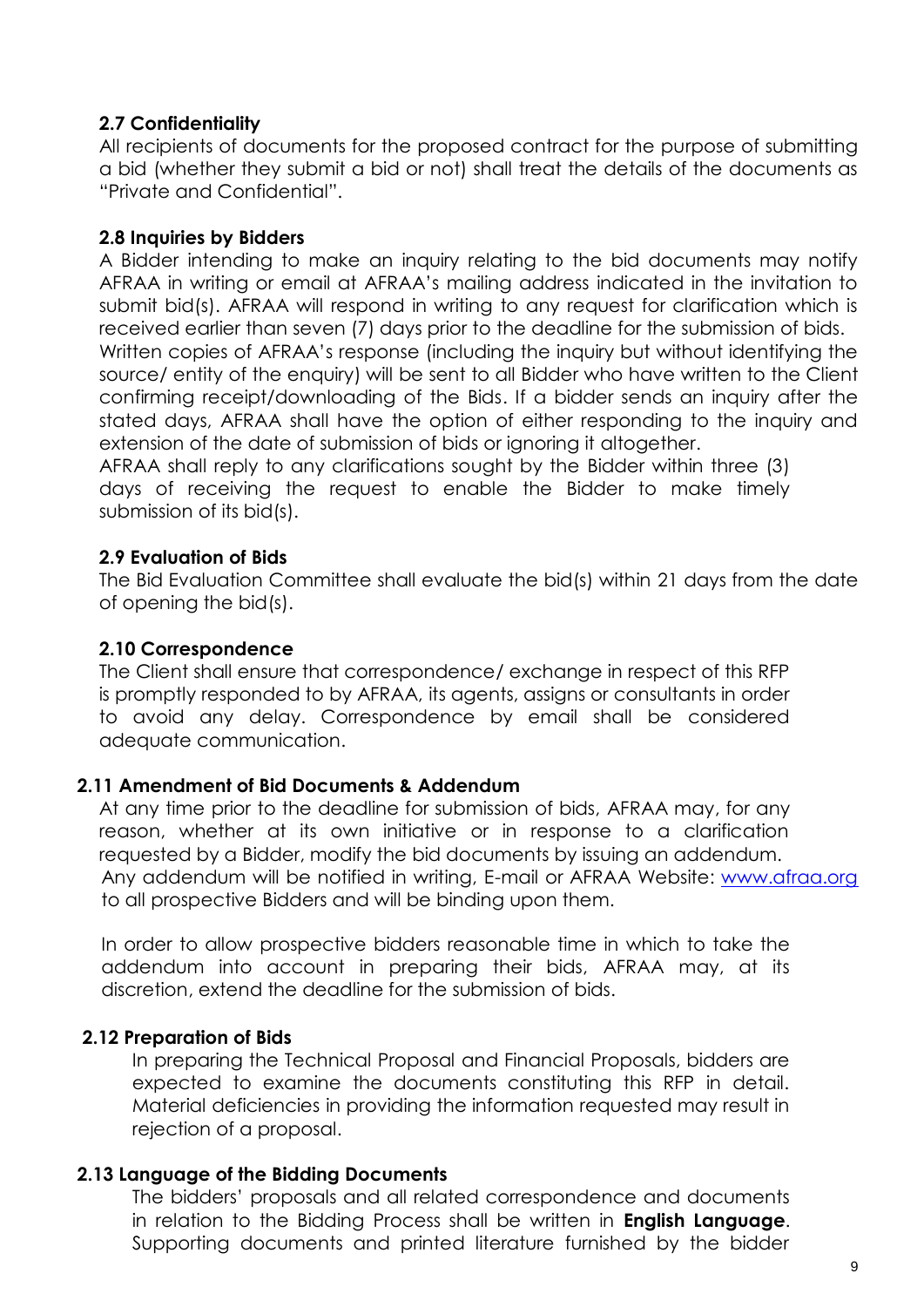**2.7 Confidentiality**

All recipients of documents for the proposed contract for the purpose of submitting a bid (whether they submit a bid or not) shall treat the details of the documents as "Private and Confidential".

**2.8 Inquiries by Bidders**

A Bidder intending to make an inquiry relating to the bid documents may notify AFRAA in writing or email at AFRAA's mailing address indicated in the invitation to submit bid(s). AFRAA will respond in writing to any request for clarification which is received earlier than seven (7) days prior to the deadline for the submission of bids.

Written copies of AFRAA's response (including the inquiry but without identifying the source/ entity of the enquiry) will be sent to all Bidder who have written to the Client confirming receipt/downloading of the Bids. If a bidder sends an inquiry after the stated days, AFRAA shall have the option of either responding to the inquiry and extension of the date of submission of bids or ignoring it altogether.

AFRAA shall reply to any clarifications sought by the Bidder within three (3) days of receiving the request to enable the Bidder to make timely submission of its bid(s).

**2.9 Evaluation of Bids**

The Bid Evaluation Committee shall evaluate the bid(s) within 21 days from the date of opening the bid(s).

**2.10 Correspondence**

The Client shall ensure that correspondence/ exchange in respect of this RFP is promptly responded to by AFRAA, its agents, assigns or consultants in order to avoid any delay. Correspondence by email shall be considered adequate communication.

**2.11 Amendment of Bid Documents & Addendum**

At any time prior to the deadline for submission of bids, AFRAA may, for any reason, whether at its own initiative or in response to a clarification requested by a Bidder, modify the bid documents by issuing an addendum. Any addendum will be notified in writing, E-mail or AFRAA Website: www.afraa.org to all prospective Bidders and will be binding upon them.

In order to allow prospective bidders reasonable time in which to take the addendum into account in preparing their bids, AFRAA may, at its discretion, extend the deadline for the submission of bids.

**2.12 Preparation of Bids**

In preparing the Technical Proposal and Financial Proposals, bidders are expected to examine the documents constituting this RFP in detail. Material deficiencies in providing the information requested may result in rejection of a proposal.

**2.13 Language of the Bidding Documents**

The bidders' proposals and all related correspondence and documents in relation to the Bidding Process shall be written in **English Language**. Supporting documents and printed literature furnished by the bidder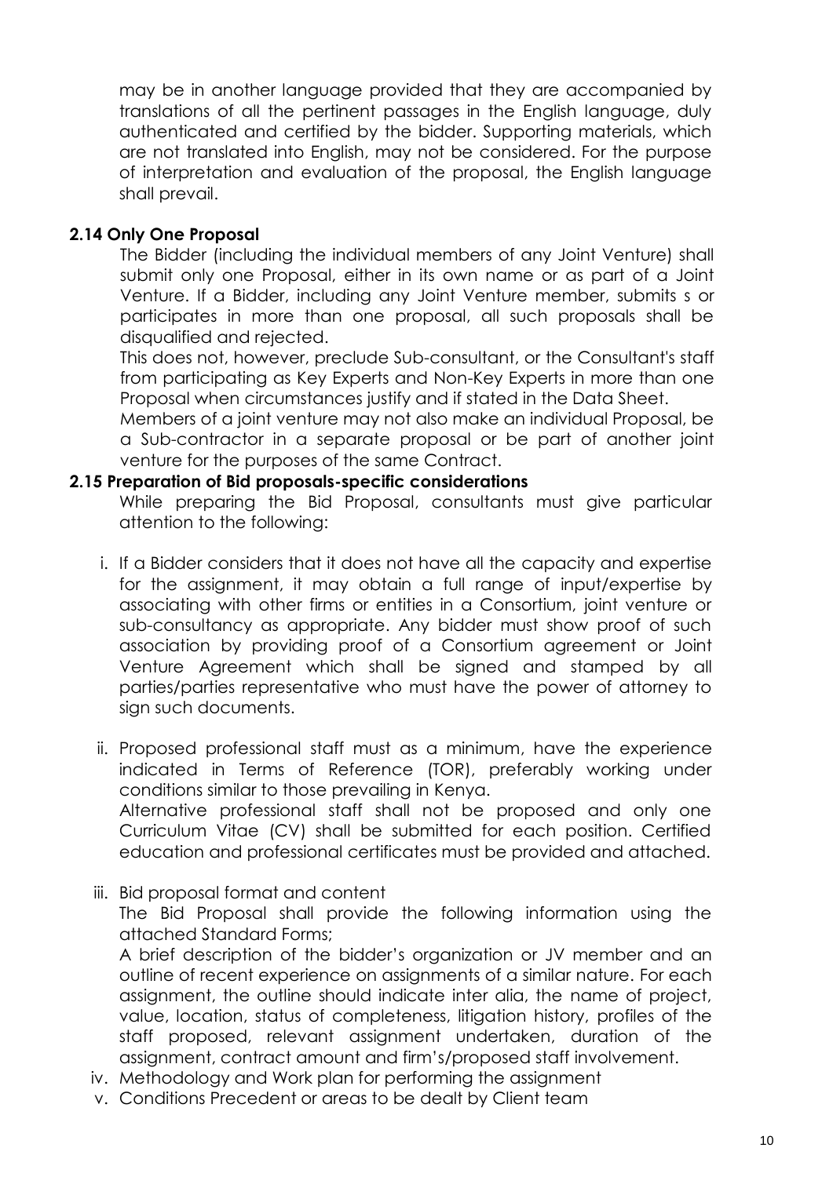may be in another language provided that they are accompanied by translations of all the pertinent passages in the English language, duly authenticated and certified by the bidder. Supporting materials, which are not translated into English, may not be considered. For the purpose of interpretation and evaluation of the proposal, the English language shall prevail.

### 2.14 Only One Proposal

The Bidder (including the individual members of any Joint Venture) shall submit only one Proposal, either in its own name or as part of a Joint Venture. If a Bidder, including any Joint Venture member, submits s or participates in more than one proposal, all such proposals shall be disqualified and rejected.

This does not, however, preclude Sub-consultant, or the Consultant's staff from participating as Key Experts and Non-Key Experts in more than one Proposal when circumstances justify and if stated in the Data Sheet.

Members of a joint venture may not also make an individual Proposal, be a Sub-contractor in a separate proposal or be part of another joint venture for the purposes of the same Contract.

### 2.15 Preparation of Bid proposals-specific considerations

While preparing the Bid Proposal, consultants must give particular attention to the following:

i. If a Bidder considers that it does not have all the capacity and expertise for the assignment, it may obtain a full range of input/expertise by associating with other firms or entities in a Consortium, joint venture or sub-consultancy as appropriate. Any bidder must show proof of such association by providing proof of a Consortium agreement or Joint Venture Agreement which shall be signed and stamped by all parties/parties representative who must have the power of attorney to sign such documents.

ii. Proposed professional staff must as a minimum, have the experience indicated in Terms of Reference (TOR), preferably working under conditions similar to those prevailing in Kenya.

   Alternative professional staff shall not be proposed and only one Curriculum Vitae (CV) shall be submitted for each position. Certified education and professional certificates must be provided and attached.

iii. Bid proposal format and content

   The Bid Proposal shall provide the following information using the attached Standard Forms;

   A brief description of the bidder's organization or JV member and an outline of recent experience on assignments of a similar nature. For each assignment, the outline should indicate inter alia, the name of project, value, location, status of completeness, litigation history, profiles of the staff proposed, relevant assignment undertaken, duration of the assignment, contract amount and firm's/proposed staff involvement.

iv. Methodology and Work plan for performing the assignment

v. Conditions Precedent or areas to be dealt by Client team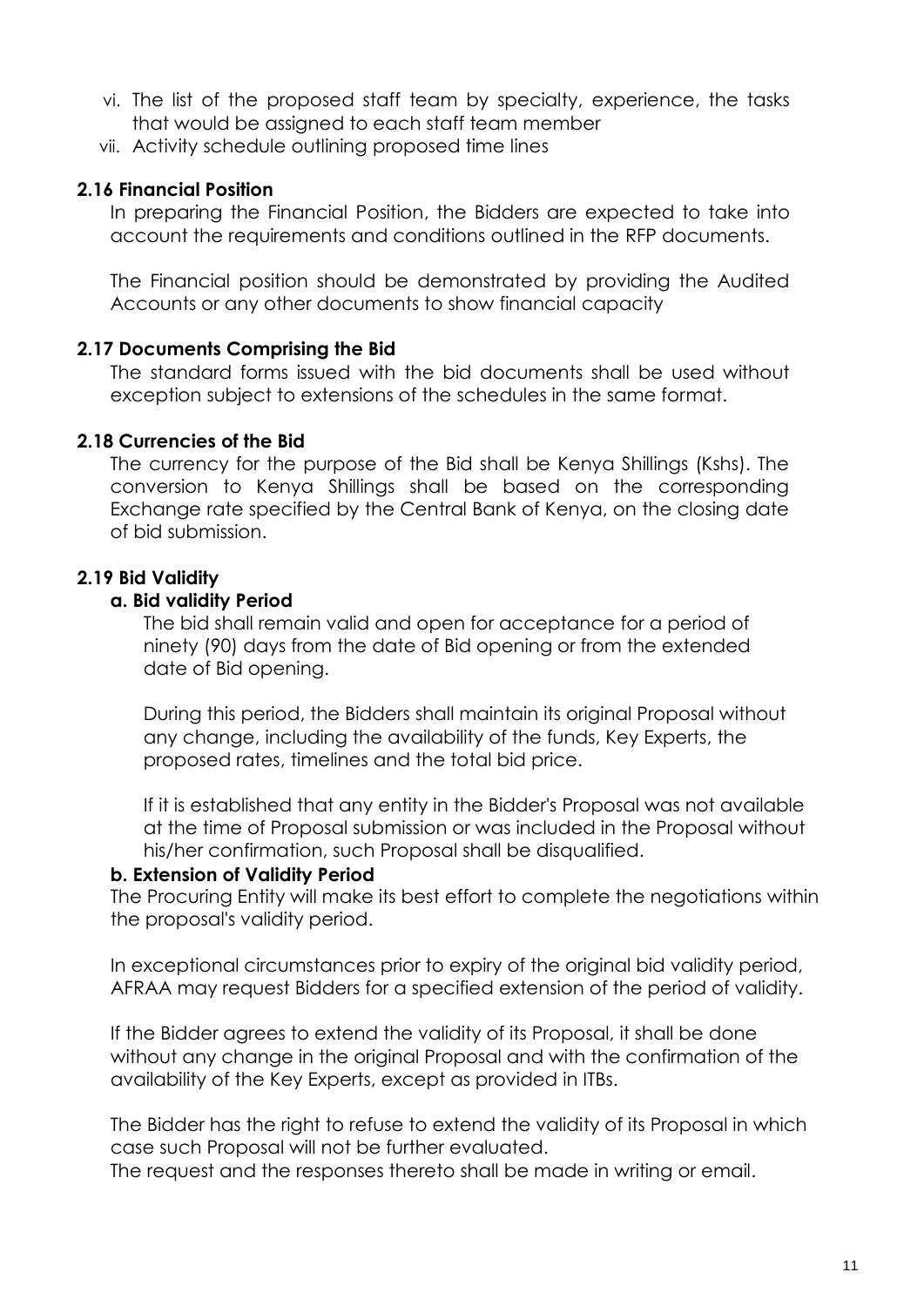vi. The list of the proposed staff team by specialty, experience, the tasks that would be assigned to each staff team member

vii. Activity schedule outlining proposed time lines

### 2.16 Financial Position

In preparing the Financial Position, the Bidders are expected to take into account the requirements and conditions outlined in the RFP documents.

The Financial position should be demonstrated by providing the Audited Accounts or any other documents to show financial capacity

### 2.17 Documents Comprising the Bid

The standard forms issued with the bid documents shall be used without exception subject to extensions of the schedules in the same format.

### 2.18 Currencies of the Bid

The currency for the purpose of the Bid shall be Kenya Shillings (Kshs). The conversion to Kenya Shillings shall be based on the corresponding Exchange rate specified by the Central Bank of Kenya, on the closing date of bid submission.

### 2.19 Bid Validity

#### a. Bid validity Period

The bid shall remain valid and open for acceptance for a period of ninety (90) days from the date of Bid opening or from the extended date of Bid opening.

During this period, the Bidders shall maintain its original Proposal without any change, including the availability of the funds, Key Experts, the proposed rates, timelines and the total bid price.

If it is established that any entity in the Bidder's Proposal was not available at the time of Proposal submission or was included in the Proposal without his/her confirmation, such Proposal shall be disqualified.

#### b. Extension of Validity Period

The Procuring Entity will make its best effort to complete the negotiations within the proposal's validity period.

In exceptional circumstances prior to expiry of the original bid validity period, AFRAA may request Bidders for a specified extension of the period of validity.

If the Bidder agrees to extend the validity of its Proposal, it shall be done without any change in the original Proposal and with the confirmation of the availability of the Key Experts, except as provided in ITBs.

The Bidder has the right to refuse to extend the validity of its Proposal in which case such Proposal will not be further evaluated.

The request and the responses thereto shall be made in writing or email.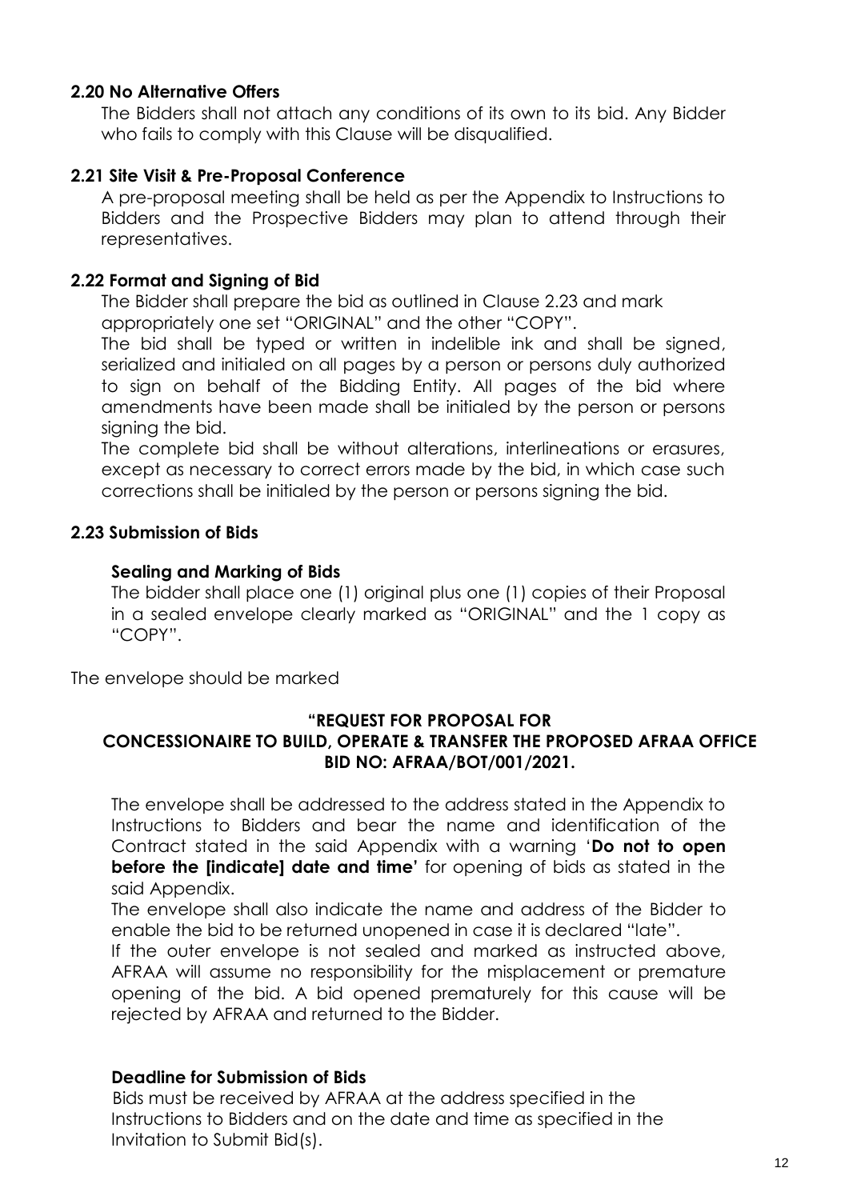### 2.20 No Alternative Offers

The Bidders shall not attach any conditions of its own to its bid. Any Bidder who fails to comply with this Clause will be disqualified.

### 2.21 Site Visit & Pre-Proposal Conference

A pre-proposal meeting shall be held as per the Appendix to Instructions to Bidders and the Prospective Bidders may plan to attend through their representatives.

### 2.22 Format and Signing of Bid

The Bidder shall prepare the bid as outlined in Clause 2.23 and mark appropriately one set "ORIGINAL" and the other "COPY".

The bid shall be typed or written in indelible ink and shall be signed, serialized and initialed on all pages by a person or persons duly authorized to sign on behalf of the Bidding Entity. All pages of the bid where amendments have been made shall be initialed by the person or persons signing the bid.

The complete bid shall be without alterations, interlineations or erasures, except as necessary to correct errors made by the bid, in which case such corrections shall be initialed by the person or persons signing the bid.

### 2.23 Submission of Bids

**Sealing and Marking of Bids**

The bidder shall place one (1) original plus one (1) copies of their Proposal in a sealed envelope clearly marked as "ORIGINAL" and the 1 copy as "COPY".

The envelope should be marked

**"REQUEST FOR PROPOSAL FOR**
**CONCESSIONAIRE TO BUILD, OPERATE & TRANSFER THE PROPOSED AFRAA OFFICE**
**BID NO: AFRAA/BOT/001/2021.**

The envelope shall be addressed to the address stated in the Appendix to Instructions to Bidders and bear the name and identification of the Contract stated in the said Appendix with a warning '**Do not to open before the [indicate] date and time'** for opening of bids as stated in the said Appendix.

The envelope shall also indicate the name and address of the Bidder to enable the bid to be returned unopened in case it is declared "late".

If the outer envelope is not sealed and marked as instructed above, AFRAA will assume no responsibility for the misplacement or premature opening of the bid. A bid opened prematurely for this cause will be rejected by AFRAA and returned to the Bidder.

**Deadline for Submission of Bids**

Bids must be received by AFRAA at the address specified in the Instructions to Bidders and on the date and time as specified in the Invitation to Submit Bid(s).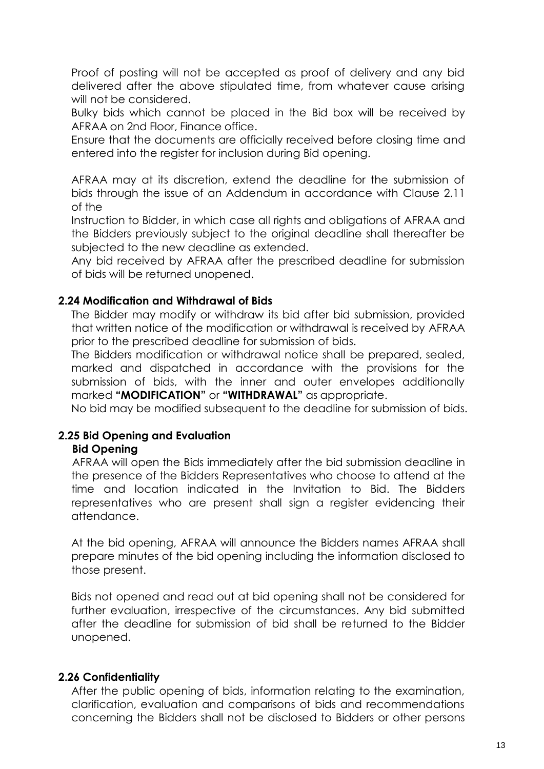Proof of posting will not be accepted as proof of delivery and any bid delivered after the above stipulated time, from whatever cause arising will not be considered.

Bulky bids which cannot be placed in the Bid box will be received by AFRAA on 2nd Floor, Finance office.

Ensure that the documents are officially received before closing time and entered into the register for inclusion during Bid opening.

AFRAA may at its discretion, extend the deadline for the submission of bids through the issue of an Addendum in accordance with Clause 2.11 of the

Instruction to Bidder, in which case all rights and obligations of AFRAA and the Bidders previously subject to the original deadline shall thereafter be subjected to the new deadline as extended.

Any bid received by AFRAA after the prescribed deadline for submission of bids will be returned unopened.

### 2.24 Modification and Withdrawal of Bids

The Bidder may modify or withdraw its bid after bid submission, provided that written notice of the modification or withdrawal is received by AFRAA prior to the prescribed deadline for submission of bids.

The Bidders modification or withdrawal notice shall be prepared, sealed, marked and dispatched in accordance with the provisions for the submission of bids, with the inner and outer envelopes additionally marked **"MODIFICATION"** or **"WITHDRAWAL"** as appropriate.

No bid may be modified subsequent to the deadline for submission of bids.

### 2.25 Bid Opening and Evaluation

**Bid Opening**

AFRAA will open the Bids immediately after the bid submission deadline in the presence of the Bidders Representatives who choose to attend at the time and location indicated in the Invitation to Bid. The Bidders representatives who are present shall sign a register evidencing their attendance.

At the bid opening, AFRAA will announce the Bidders names AFRAA shall prepare minutes of the bid opening including the information disclosed to those present.

Bids not opened and read out at bid opening shall not be considered for further evaluation, irrespective of the circumstances. Any bid submitted after the deadline for submission of bid shall be returned to the Bidder unopened.

### 2.26 Confidentiality

After the public opening of bids, information relating to the examination, clarification, evaluation and comparisons of bids and recommendations concerning the Bidders shall not be disclosed to Bidders or other persons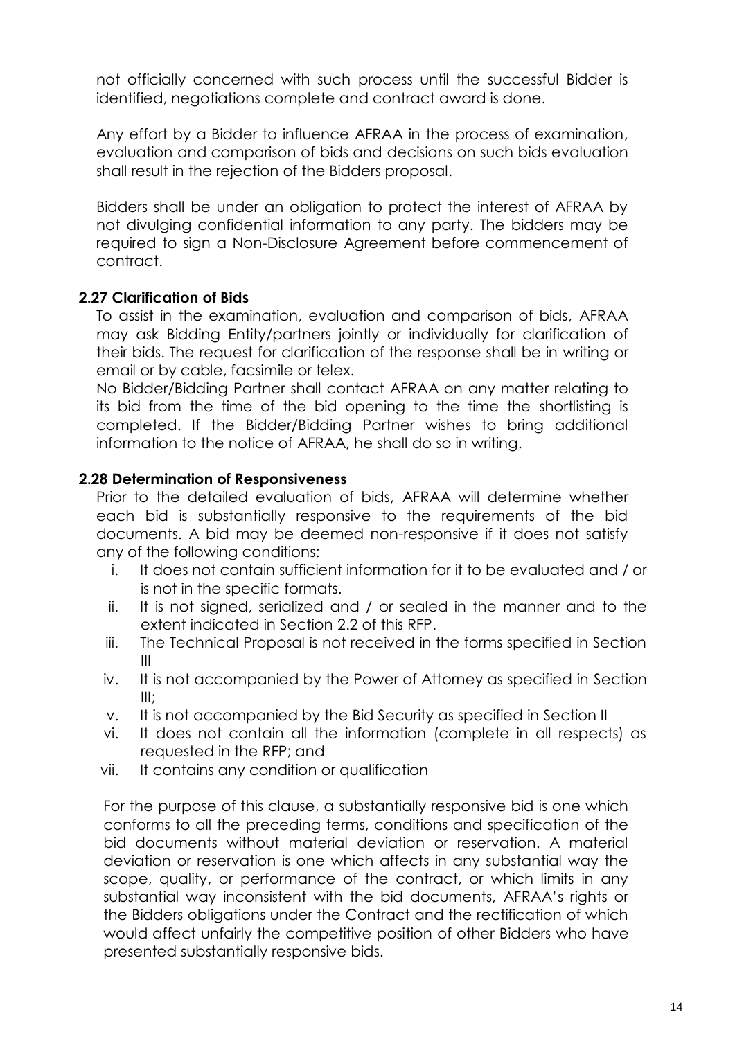not officially concerned with such process until the successful Bidder is identified, negotiations complete and contract award is done.

Any effort by a Bidder to influence AFRAA in the process of examination, evaluation and comparison of bids and decisions on such bids evaluation shall result in the rejection of the Bidders proposal.

Bidders shall be under an obligation to protect the interest of AFRAA by not divulging confidential information to any party. The bidders may be required to sign a Non-Disclosure Agreement before commencement of contract.

**2.27 Clarification of Bids**

To assist in the examination, evaluation and comparison of bids, AFRAA may ask Bidding Entity/partners jointly or individually for clarification of their bids. The request for clarification of the response shall be in writing or email or by cable, facsimile or telex.

No Bidder/Bidding Partner shall contact AFRAA on any matter relating to its bid from the time of the bid opening to the time the shortlisting is completed. If the Bidder/Bidding Partner wishes to bring additional information to the notice of AFRAA, he shall do so in writing.

**2.28 Determination of Responsiveness**

Prior to the detailed evaluation of bids, AFRAA will determine whether each bid is substantially responsive to the requirements of the bid documents. A bid may be deemed non-responsive if it does not satisfy any of the following conditions:

i. It does not contain sufficient information for it to be evaluated and / or is not in the specific formats.
ii. It is not signed, serialized and / or sealed in the manner and to the extent indicated in Section 2.2 of this RFP.
iii. The Technical Proposal is not received in the forms specified in Section III
iv. It is not accompanied by the Power of Attorney as specified in Section III;
v. It is not accompanied by the Bid Security as specified in Section II
vi. It does not contain all the information (complete in all respects) as requested in the RFP; and
vii. It contains any condition or qualification

For the purpose of this clause, a substantially responsive bid is one which conforms to all the preceding terms, conditions and specification of the bid documents without material deviation or reservation. A material deviation or reservation is one which affects in any substantial way the scope, quality, or performance of the contract, or which limits in any substantial way inconsistent with the bid documents, AFRAA's rights or the Bidders obligations under the Contract and the rectification of which would affect unfairly the competitive position of other Bidders who have presented substantially responsive bids.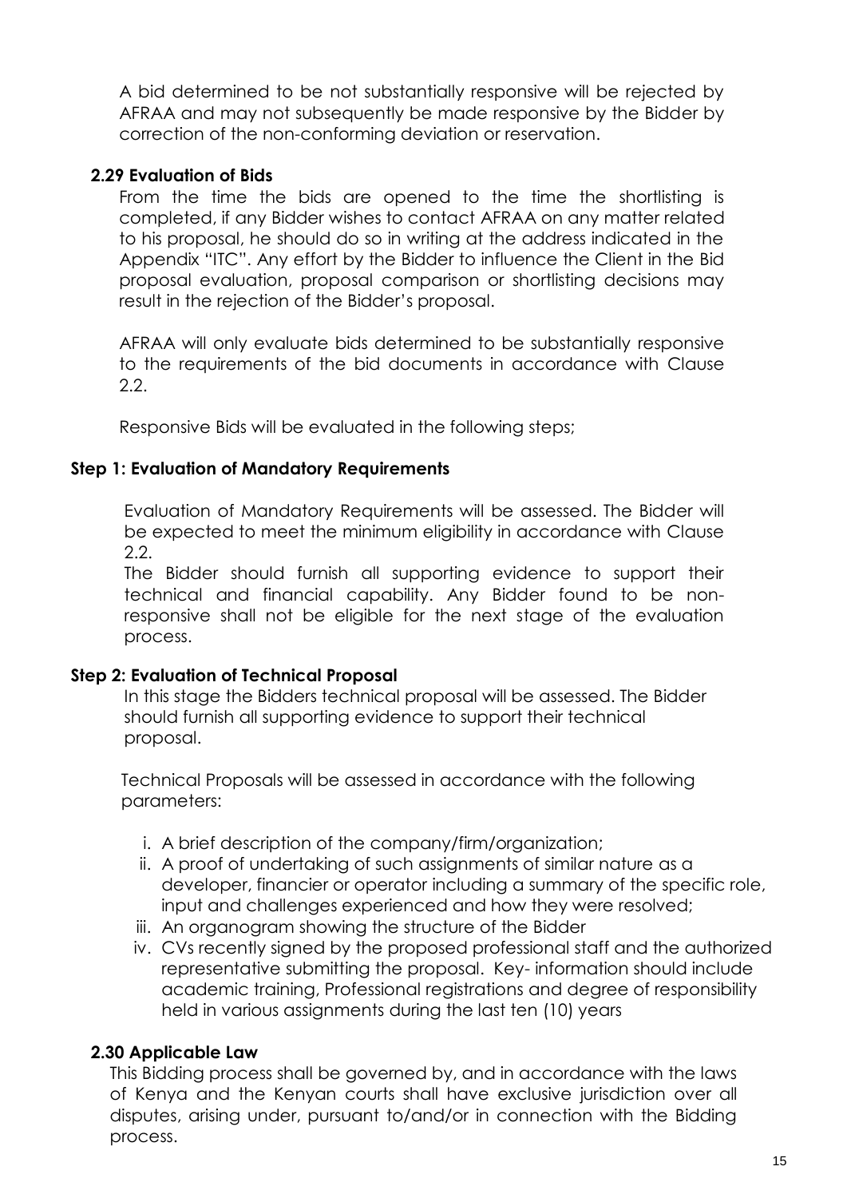A bid determined to be not substantially responsive will be rejected by AFRAA and may not subsequently be made responsive by the Bidder by correction of the non-conforming deviation or reservation.

### 2.29 Evaluation of Bids

From the time the bids are opened to the time the shortlisting is completed, if any Bidder wishes to contact AFRAA on any matter related to his proposal, he should do so in writing at the address indicated in the Appendix "ITC". Any effort by the Bidder to influence the Client in the Bid proposal evaluation, proposal comparison or shortlisting decisions may result in the rejection of the Bidder's proposal.

AFRAA will only evaluate bids determined to be substantially responsive to the requirements of the bid documents in accordance with Clause 2.2.

Responsive Bids will be evaluated in the following steps;

#### Step 1: Evaluation of Mandatory Requirements

Evaluation of Mandatory Requirements will be assessed. The Bidder will be expected to meet the minimum eligibility in accordance with Clause 2.2.

The Bidder should furnish all supporting evidence to support their technical and financial capability. Any Bidder found to be non-responsive shall not be eligible for the next stage of the evaluation process.

#### Step 2: Evaluation of Technical Proposal

In this stage the Bidders technical proposal will be assessed. The Bidder should furnish all supporting evidence to support their technical proposal.

Technical Proposals will be assessed in accordance with the following parameters:

i. A brief description of the company/firm/organization;
ii. A proof of undertaking of such assignments of similar nature as a developer, financier or operator including a summary of the specific role, input and challenges experienced and how they were resolved;
iii. An organogram showing the structure of the Bidder
iv. CVs recently signed by the proposed professional staff and the authorized representative submitting the proposal. Key- information should include academic training, Professional registrations and degree of responsibility held in various assignments during the last ten (10) years

### 2.30 Applicable Law

This Bidding process shall be governed by, and in accordance with the laws of Kenya and the Kenyan courts shall have exclusive jurisdiction over all disputes, arising under, pursuant to/and/or in connection with the Bidding process.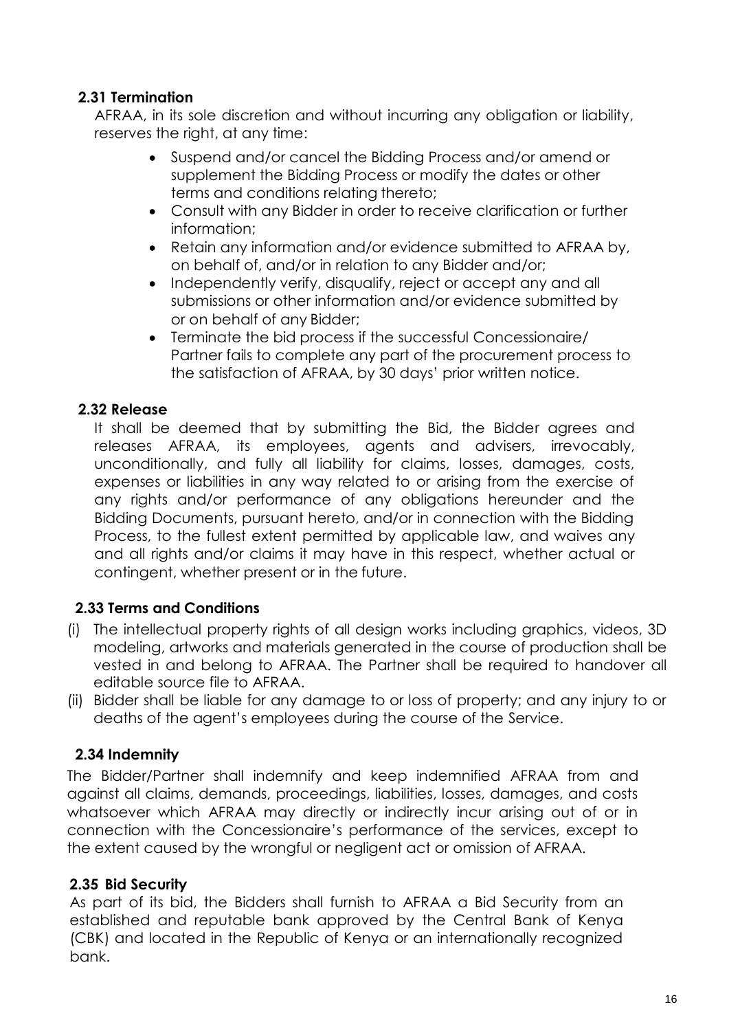### 2.31 Termination

AFRAA, in its sole discretion and without incurring any obligation or liability, reserves the right, at any time:

- Suspend and/or cancel the Bidding Process and/or amend or supplement the Bidding Process or modify the dates or other terms and conditions relating thereto;
- Consult with any Bidder in order to receive clarification or further information;
- Retain any information and/or evidence submitted to AFRAA by, on behalf of, and/or in relation to any Bidder and/or;
- Independently verify, disqualify, reject or accept any and all submissions or other information and/or evidence submitted by or on behalf of any Bidder;
- Terminate the bid process if the successful Concessionaire/ Partner fails to complete any part of the procurement process to the satisfaction of AFRAA, by 30 days' prior written notice.

### 2.32 Release

It shall be deemed that by submitting the Bid, the Bidder agrees and releases AFRAA, its employees, agents and advisers, irrevocably, unconditionally, and fully all liability for claims, losses, damages, costs, expenses or liabilities in any way related to or arising from the exercise of any rights and/or performance of any obligations hereunder and the Bidding Documents, pursuant hereto, and/or in connection with the Bidding Process, to the fullest extent permitted by applicable law, and waives any and all rights and/or claims it may have in this respect, whether actual or contingent, whether present or in the future.

### 2.33 Terms and Conditions

(i) The intellectual property rights of all design works including graphics, videos, 3D modeling, artworks and materials generated in the course of production shall be vested in and belong to AFRAA. The Partner shall be required to handover all editable source file to AFRAA.

(ii) Bidder shall be liable for any damage to or loss of property; and any injury to or deaths of the agent's employees during the course of the Service.

### 2.34 Indemnity

The Bidder/Partner shall indemnify and keep indemnified AFRAA from and against all claims, demands, proceedings, liabilities, losses, damages, and costs whatsoever which AFRAA may directly or indirectly incur arising out of or in connection with the Concessionaire's performance of the services, except to the extent caused by the wrongful or negligent act or omission of AFRAA.

### 2.35 Bid Security

As part of its bid, the Bidders shall furnish to AFRAA a Bid Security from an established and reputable bank approved by the Central Bank of Kenya (CBK) and located in the Republic of Kenya or an internationally recognized bank.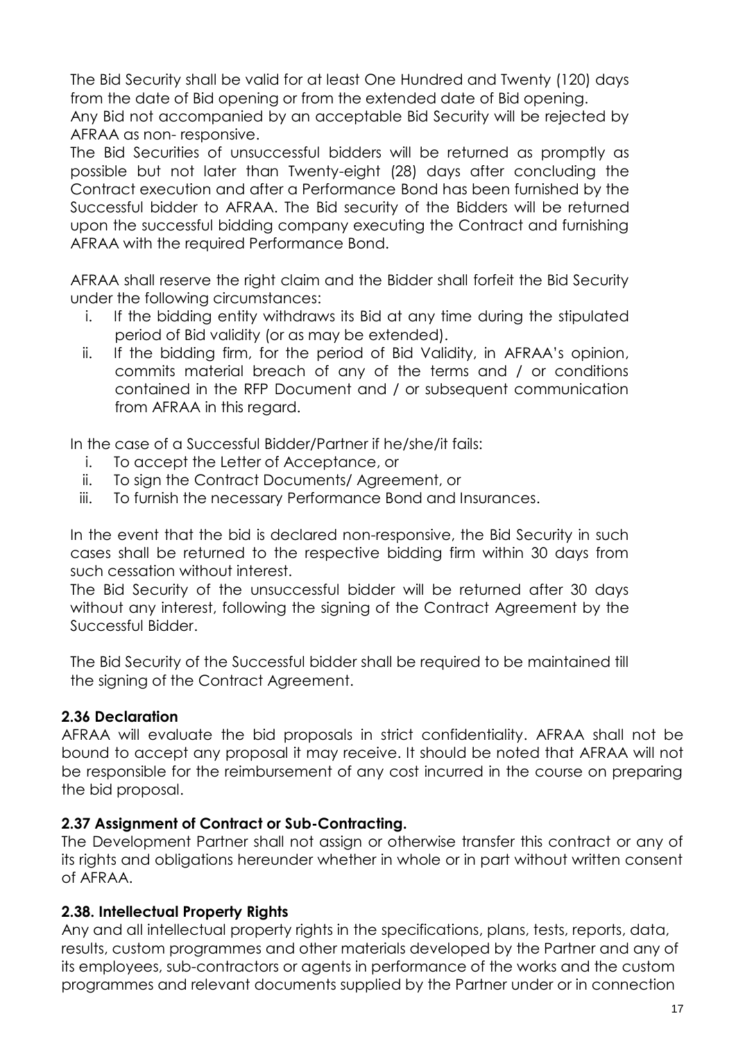The Bid Security shall be valid for at least One Hundred and Twenty (120) days from the date of Bid opening or from the extended date of Bid opening.
Any Bid not accompanied by an acceptable Bid Security will be rejected by AFRAA as non- responsive.
The Bid Securities of unsuccessful bidders will be returned as promptly as possible but not later than Twenty-eight (28) days after concluding the Contract execution and after a Performance Bond has been furnished by the Successful bidder to AFRAA. The Bid security of the Bidders will be returned upon the successful bidding company executing the Contract and furnishing AFRAA with the required Performance Bond.

AFRAA shall reserve the right claim and the Bidder shall forfeit the Bid Security under the following circumstances:

i. If the bidding entity withdraws its Bid at any time during the stipulated period of Bid validity (or as may be extended).
ii. If the bidding firm, for the period of Bid Validity, in AFRAA's opinion, commits material breach of any of the terms and / or conditions contained in the RFP Document and / or subsequent communication from AFRAA in this regard.

In the case of a Successful Bidder/Partner if he/she/it fails:

i. To accept the Letter of Acceptance, or
ii. To sign the Contract Documents/ Agreement, or
iii. To furnish the necessary Performance Bond and Insurances.

In the event that the bid is declared non-responsive, the Bid Security in such cases shall be returned to the respective bidding firm within 30 days from such cessation without interest.
The Bid Security of the unsuccessful bidder will be returned after 30 days without any interest, following the signing of the Contract Agreement by the Successful Bidder.

The Bid Security of the Successful bidder shall be required to be maintained till the signing of the Contract Agreement.

### 2.36 Declaration

AFRAA will evaluate the bid proposals in strict confidentiality. AFRAA shall not be bound to accept any proposal it may receive. It should be noted that AFRAA will not be responsible for the reimbursement of any cost incurred in the course on preparing the bid proposal.

### 2.37 Assignment of Contract or Sub-Contracting.

The Development Partner shall not assign or otherwise transfer this contract or any of its rights and obligations hereunder whether in whole or in part without written consent of AFRAA.

### 2.38. Intellectual Property Rights

Any and all intellectual property rights in the specifications, plans, tests, reports, data, results, custom programmes and other materials developed by the Partner and any of its employees, sub-contractors or agents in performance of the works and the custom programmes and relevant documents supplied by the Partner under or in connection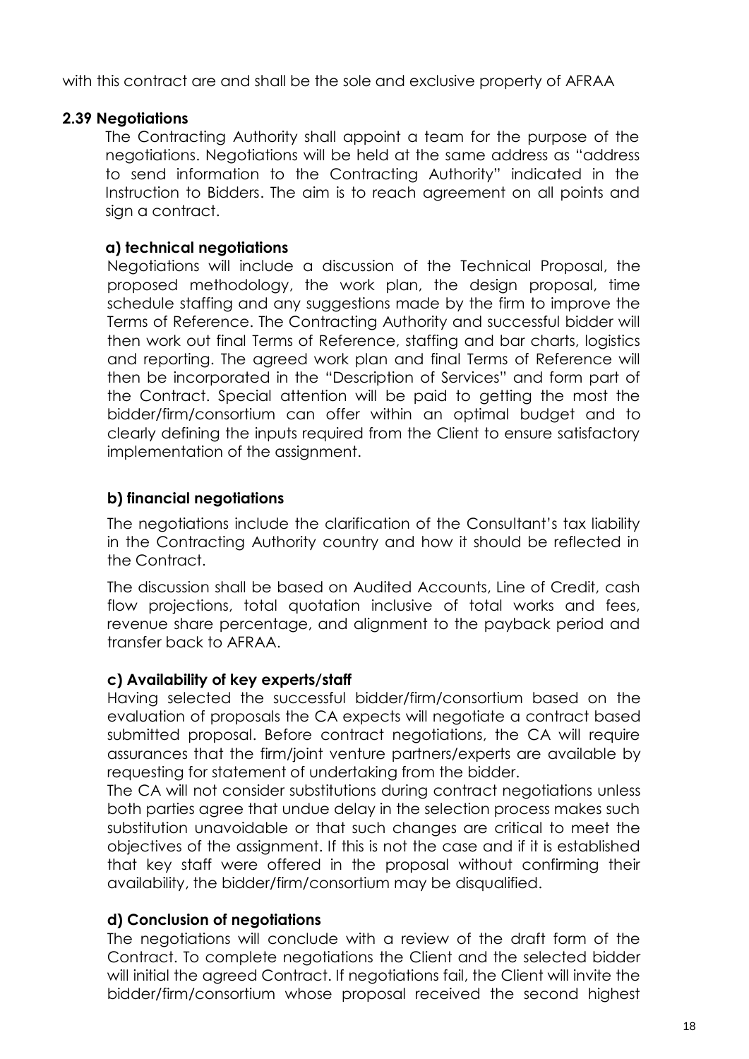with this contract are and shall be the sole and exclusive property of AFRAA

**2.39 Negotiations**

The Contracting Authority shall appoint a team for the purpose of the negotiations. Negotiations will be held at the same address as "address to send information to the Contracting Authority" indicated in the Instruction to Bidders. The aim is to reach agreement on all points and sign a contract.

**a) technical negotiations**

Negotiations will include a discussion of the Technical Proposal, the proposed methodology, the work plan, the design proposal, time schedule staffing and any suggestions made by the firm to improve the Terms of Reference. The Contracting Authority and successful bidder will then work out final Terms of Reference, staffing and bar charts, logistics and reporting. The agreed work plan and final Terms of Reference will then be incorporated in the "Description of Services" and form part of the Contract. Special attention will be paid to getting the most the bidder/firm/consortium can offer within an optimal budget and to clearly defining the inputs required from the Client to ensure satisfactory implementation of the assignment.

**b) financial negotiations**

The negotiations include the clarification of the Consultant's tax liability in the Contracting Authority country and how it should be reflected in the Contract.

The discussion shall be based on Audited Accounts, Line of Credit, cash flow projections, total quotation inclusive of total works and fees, revenue share percentage, and alignment to the payback period and transfer back to AFRAA.

**c) Availability of key experts/staff**

Having selected the successful bidder/firm/consortium based on the evaluation of proposals the CA expects will negotiate a contract based submitted proposal. Before contract negotiations, the CA will require assurances that the firm/joint venture partners/experts are available by requesting for statement of undertaking from the bidder.

The CA will not consider substitutions during contract negotiations unless both parties agree that undue delay in the selection process makes such substitution unavoidable or that such changes are critical to meet the objectives of the assignment. If this is not the case and if it is established that key staff were offered in the proposal without confirming their availability, the bidder/firm/consortium may be disqualified.

**d) Conclusion of negotiations**

The negotiations will conclude with a review of the draft form of the Contract. To complete negotiations the Client and the selected bidder will initial the agreed Contract. If negotiations fail, the Client will invite the bidder/firm/consortium whose proposal received the second highest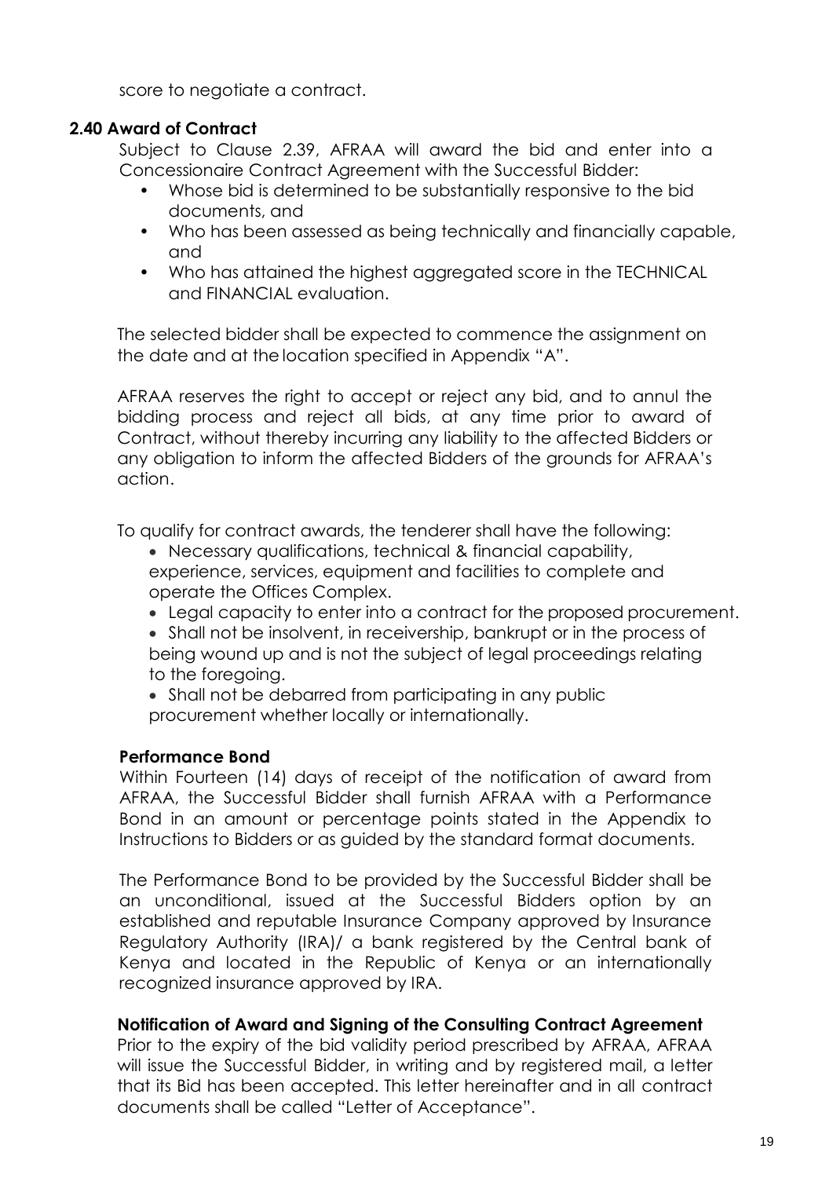score to negotiate a contract.

### 2.40 Award of Contract

Subject to Clause 2.39, AFRAA will award the bid and enter into a Concessionaire Contract Agreement with the Successful Bidder:

- Whose bid is determined to be substantially responsive to the bid documents, and
- Who has been assessed as being technically and financially capable, and
- Who has attained the highest aggregated score in the TECHNICAL and FINANCIAL evaluation.

The selected bidder shall be expected to commence the assignment on the date and at the location specified in Appendix "A".

AFRAA reserves the right to accept or reject any bid, and to annul the bidding process and reject all bids, at any time prior to award of Contract, without thereby incurring any liability to the affected Bidders or any obligation to inform the affected Bidders of the grounds for AFRAA's action.

To qualify for contract awards, the tenderer shall have the following:

- Necessary qualifications, technical & financial capability, experience, services, equipment and facilities to complete and operate the Offices Complex.
- Legal capacity to enter into a contract for the proposed procurement.
- Shall not be insolvent, in receivership, bankrupt or in the process of being wound up and is not the subject of legal proceedings relating to the foregoing.
- Shall not be debarred from participating in any public procurement whether locally or internationally.

**Performance Bond**

Within Fourteen (14) days of receipt of the notification of award from AFRAA, the Successful Bidder shall furnish AFRAA with a Performance Bond in an amount or percentage points stated in the Appendix to Instructions to Bidders or as guided by the standard format documents.

The Performance Bond to be provided by the Successful Bidder shall be an unconditional, issued at the Successful Bidders option by an established and reputable Insurance Company approved by Insurance Regulatory Authority (IRA)/ a bank registered by the Central bank of Kenya and located in the Republic of Kenya or an internationally recognized insurance approved by IRA.

**Notification of Award and Signing of the Consulting Contract Agreement**

Prior to the expiry of the bid validity period prescribed by AFRAA, AFRAA will issue the Successful Bidder, in writing and by registered mail, a letter that its Bid has been accepted. This letter hereinafter and in all contract documents shall be called "Letter of Acceptance".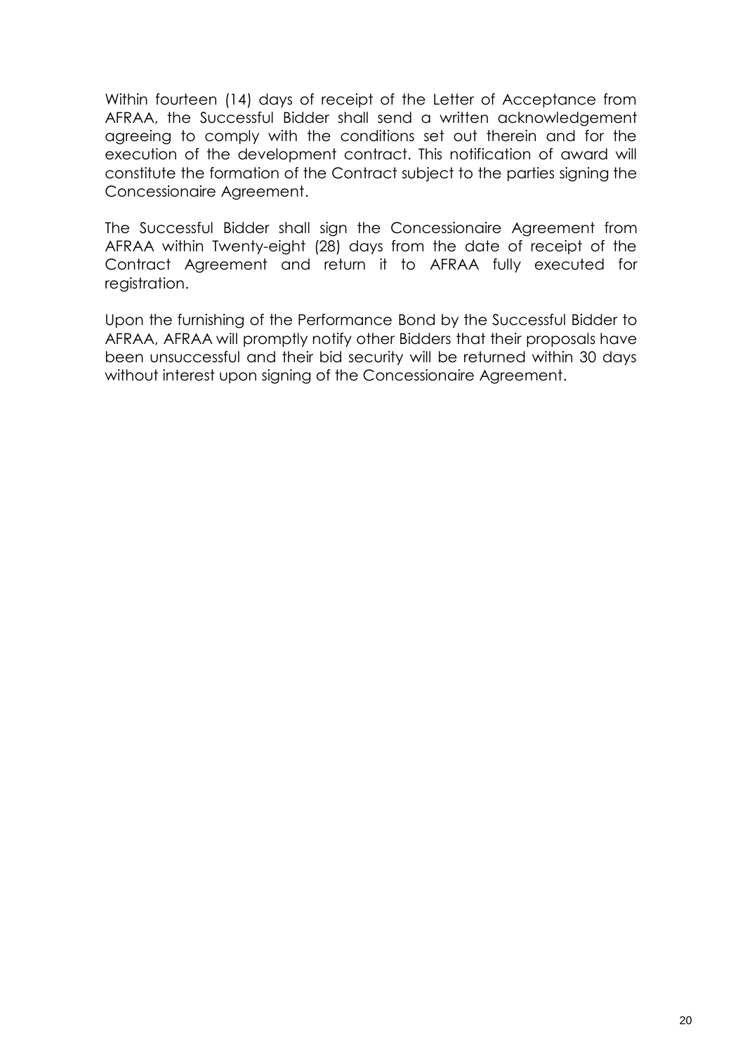Within fourteen (14) days of receipt of the Letter of Acceptance from AFRAA, the Successful Bidder shall send a written acknowledgement agreeing to comply with the conditions set out therein and for the execution of the development contract. This notification of award will constitute the formation of the Contract subject to the parties signing the Concessionaire Agreement.

The Successful Bidder shall sign the Concessionaire Agreement from AFRAA within Twenty-eight (28) days from the date of receipt of the Contract Agreement and return it to AFRAA fully executed for registration.

Upon the furnishing of the Performance Bond by the Successful Bidder to AFRAA, AFRAA will promptly notify other Bidders that their proposals have been unsuccessful and their bid security will be returned within 30 days without interest upon signing of the Concessionaire Agreement.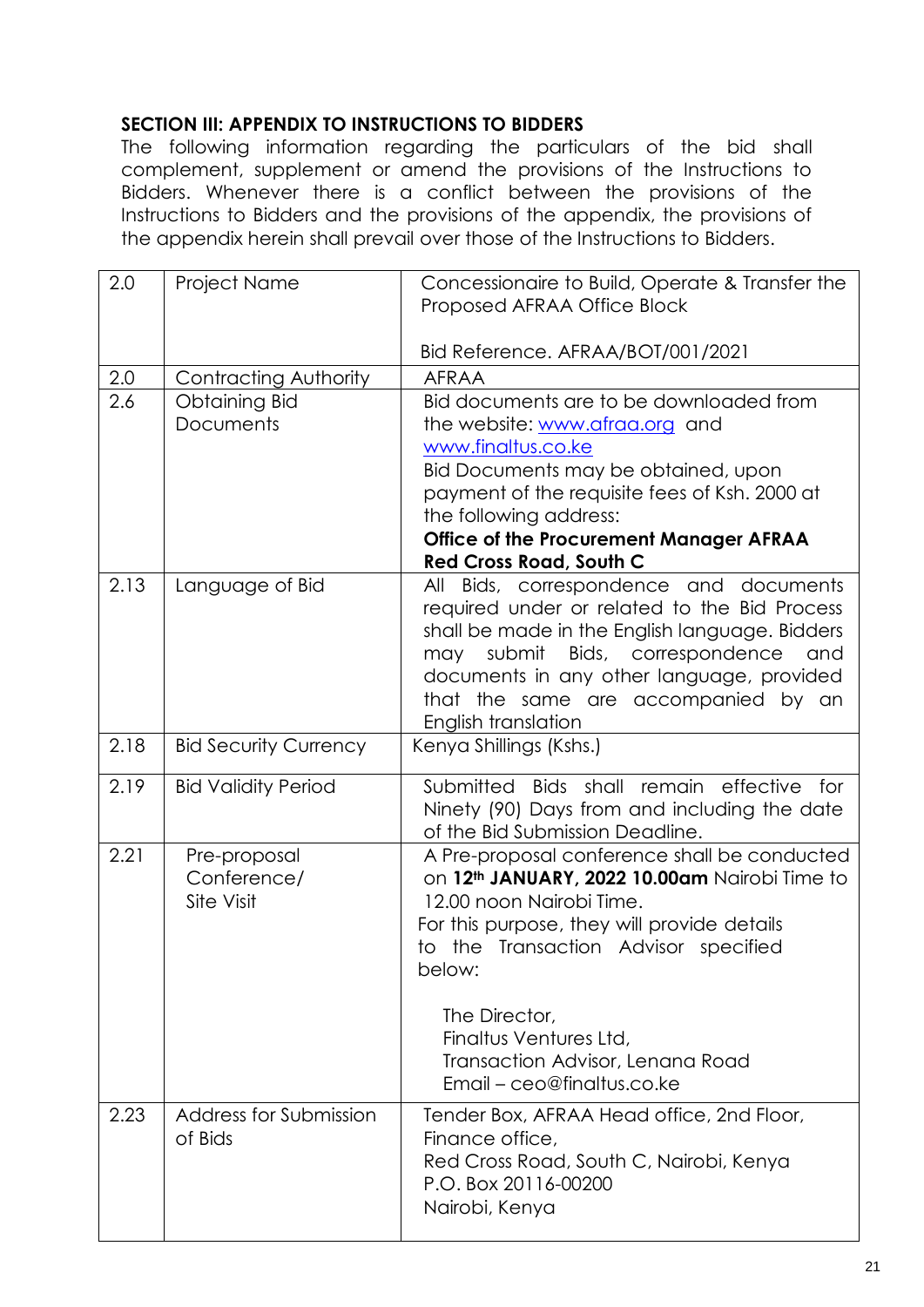### SECTION III: APPENDIX TO INSTRUCTIONS TO BIDDERS

The following information regarding the particulars of the bid shall complement, supplement or amend the provisions of the Instructions to Bidders. Whenever there is a conflict between the provisions of the Instructions to Bidders and the provisions of the appendix, the provisions of the appendix herein shall prevail over those of the Instructions to Bidders.

| | | |
|---|---|---|
| 2.0 | Project Name | Concessionaire to Build, Operate & Transfer the Proposed AFRAA Office Block<br><br>Bid Reference. AFRAA/BOT/001/2021 |
| 2.0 | Contracting Authority | AFRAA |
| 2.6 | Obtaining Bid Documents | Bid documents are to be downloaded from the website: www.afraa.org and www.finaltus.co.ke<br>Bid Documents may be obtained, upon payment of the requisite fees of Ksh. 2000 at the following address:<br>**Office of the Procurement Manager AFRAA Red Cross Road, South C** |
| 2.13 | Language of Bid | All Bids, correspondence and documents required under or related to the Bid Process shall be made in the English language. Bidders may submit Bids, correspondence and documents in any other language, provided that the same are accompanied by an English translation |
| 2.18 | Bid Security Currency | Kenya Shillings (Kshs.) |
| 2.19 | Bid Validity Period | Submitted Bids shall remain effective for Ninety (90) Days from and including the date of the Bid Submission Deadline. |
| 2.21 | Pre-proposal Conference/ Site Visit | A Pre-proposal conference shall be conducted on **12th JANUARY, 2022 10.00am** Nairobi Time to 12.00 noon Nairobi Time.<br>For this purpose, they will provide details to the Transaction Advisor specified below:<br><br>The Director,<br>Finaltus Ventures Ltd,<br>Transaction Advisor, Lenana Road<br>Email – ceo@finaltus.co.ke |
| 2.23 | Address for Submission of Bids | Tender Box, AFRAA Head office, 2nd Floor, Finance office,<br>Red Cross Road, South C, Nairobi, Kenya<br>P.O. Box 20116-00200<br>Nairobi, Kenya |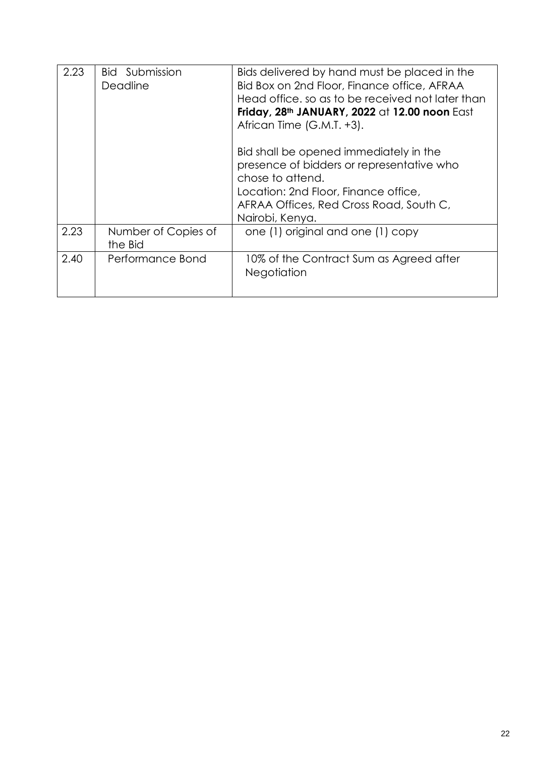| 2.23 | Bid Submission Deadline | Bids delivered by hand must be placed in the Bid Box on 2nd Floor, Finance office, AFRAA Head office. so as to be received not later than **Friday, 28th JANUARY, 2022** at **12.00 noon** East African Time (G.M.T. +3).<br><br>Bid shall be opened immediately in the presence of bidders or representative who chose to attend.<br>Location: 2nd Floor, Finance office, AFRAA Offices, Red Cross Road, South C, Nairobi, Kenya. |
|---|---|---|
| 2.23 | Number of Copies of the Bid | one (1) original and one (1) copy |
| 2.40 | Performance Bond | 10% of the Contract Sum as Agreed after Negotiation |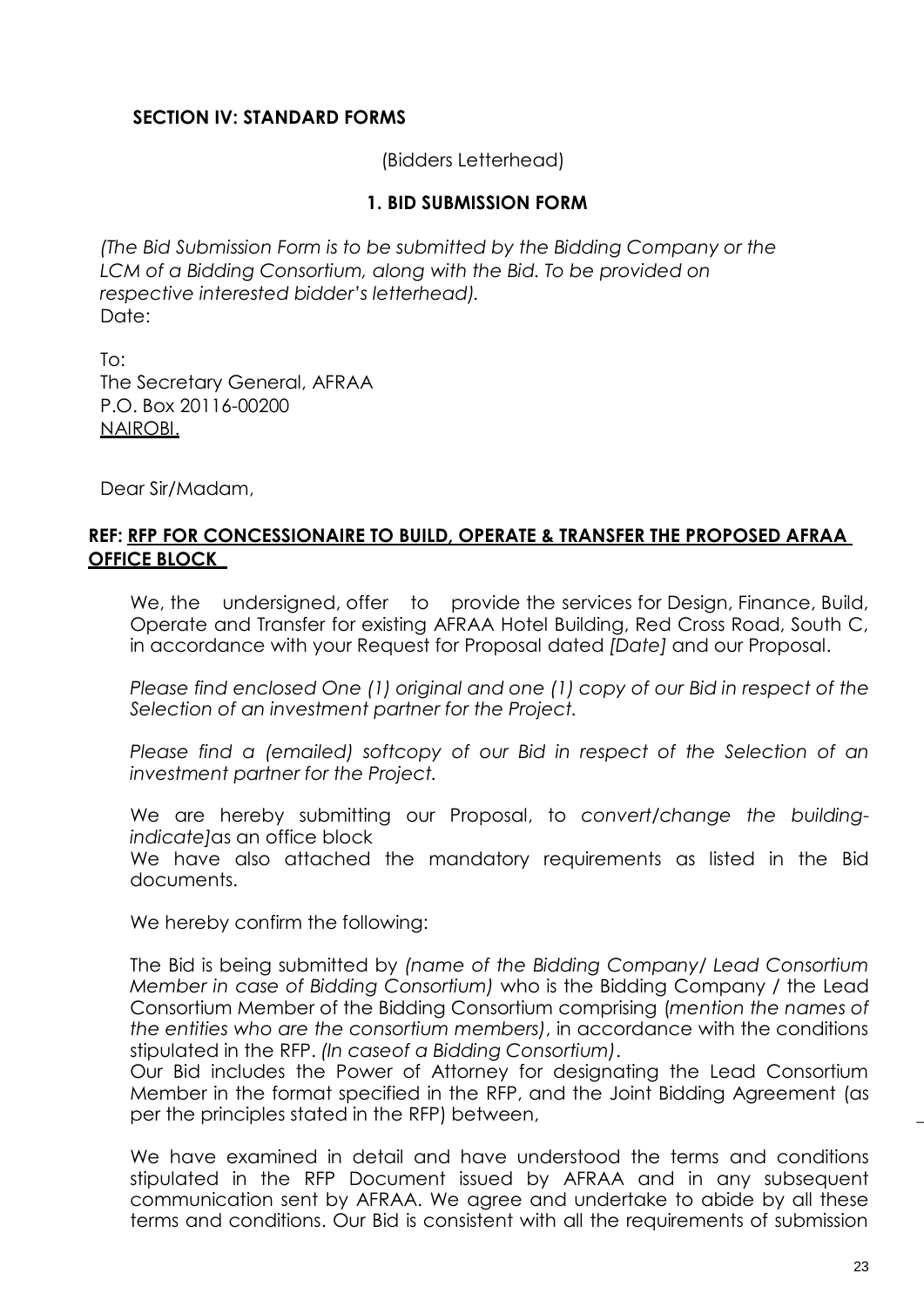## SECTION IV: STANDARD FORMS

(Bidders Letterhead)

### 1. BID SUBMISSION FORM

*(The Bid Submission Form is to be submitted by the Bidding Company or the LCM of a Bidding Consortium, along with the Bid. To be provided on respective interested bidder's letterhead).*

Date:

To:
The Secretary General, AFRAA
P.O. Box 20116-00200
NAIROBI.

Dear Sir/Madam,

**REF: RFP FOR CONCESSIONAIRE TO BUILD, OPERATE & TRANSFER THE PROPOSED AFRAA OFFICE BLOCK**

We, the undersigned, offer to provide the services for Design, Finance, Build, Operate and Transfer for existing AFRAA Hotel Building, Red Cross Road, South C, in accordance with your Request for Proposal dated *[Date]* and our Proposal.

*Please find enclosed One (1) original and one (1) copy of our Bid in respect of the Selection of an investment partner for the Project.*

*Please find a (emailed) softcopy of our Bid in respect of the Selection of an investment partner for the Project.*

We are hereby submitting our Proposal, to *convert/change the building-indicate]*as an office block

We have also attached the mandatory requirements as listed in the Bid documents.

We hereby confirm the following:

The Bid is being submitted by *(name of the Bidding Company/ Lead Consortium Member in case of Bidding Consortium)* who is the Bidding Company / the Lead Consortium Member of the Bidding Consortium comprising (*mention the names of the entities who are the consortium members)*, in accordance with the conditions stipulated in the RFP. *(In caseof a Bidding Consortium)*.

Our Bid includes the Power of Attorney for designating the Lead Consortium Member in the format specified in the RFP, and the Joint Bidding Agreement (as per the principles stated in the RFP) between,

We have examined in detail and have understood the terms and conditions stipulated in the RFP Document issued by AFRAA and in any subsequent communication sent by AFRAA. We agree and undertake to abide by all these terms and conditions. Our Bid is consistent with all the requirements of submission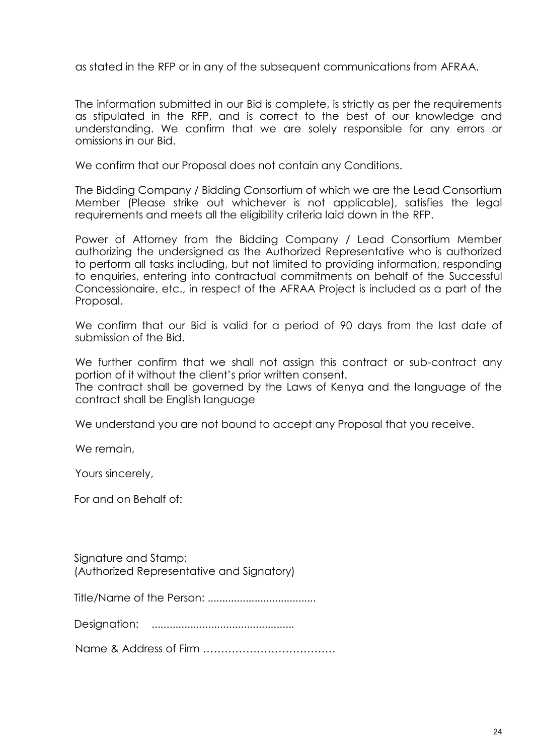as stated in the RFP or in any of the subsequent communications from AFRAA.

The information submitted in our Bid is complete, is strictly as per the requirements as stipulated in the RFP, and is correct to the best of our knowledge and understanding. We confirm that we are solely responsible for any errors or omissions in our Bid.

We confirm that our Proposal does not contain any Conditions.

The Bidding Company / Bidding Consortium of which we are the Lead Consortium Member (Please strike out whichever is not applicable), satisfies the legal requirements and meets all the eligibility criteria laid down in the RFP.

Power of Attorney from the Bidding Company / Lead Consortium Member authorizing the undersigned as the Authorized Representative who is authorized to perform all tasks including, but not limited to providing information, responding to enquiries, entering into contractual commitments on behalf of the Successful Concessionaire, etc., in respect of the AFRAA Project is included as a part of the Proposal.

We confirm that our Bid is valid for a period of 90 days from the last date of submission of the Bid.

We further confirm that we shall not assign this contract or sub-contract any portion of it without the client's prior written consent.
The contract shall be governed by the Laws of Kenya and the language of the contract shall be English language

We understand you are not bound to accept any Proposal that you receive.

We remain,

Yours sincerely,

For and on Behalf of:

Signature and Stamp:
(Authorized Representative and Signatory)

Title/Name of the Person: .....................................

Designation: ................................................

Name & Address of Firm ………………………………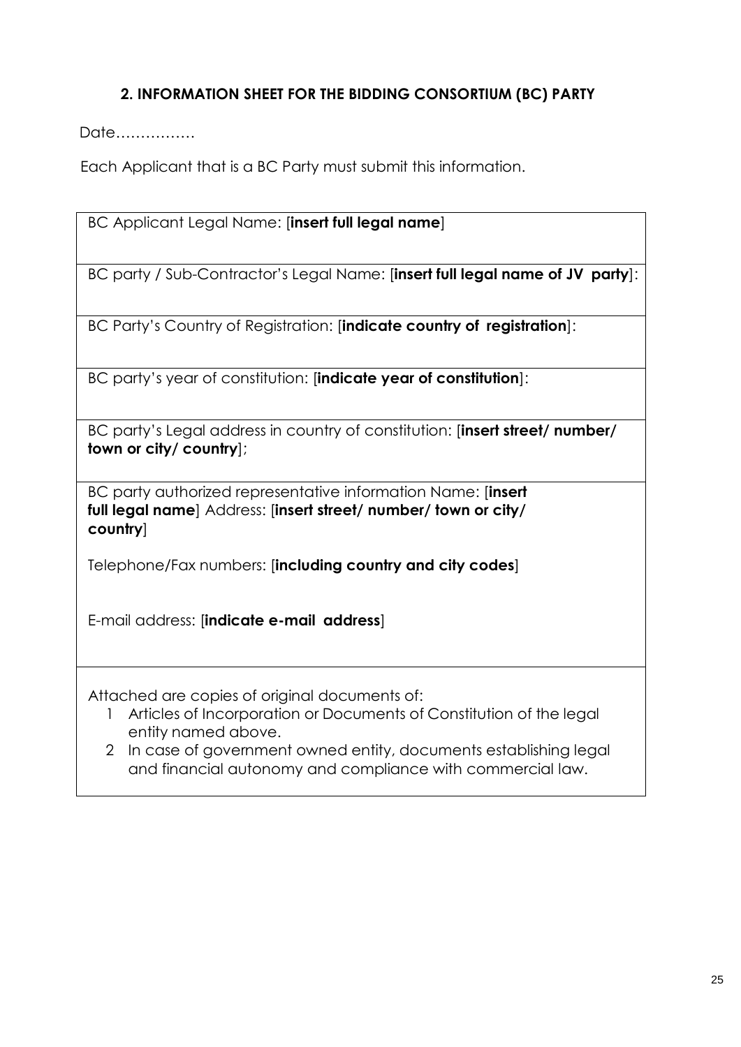## 2. INFORMATION SHEET FOR THE BIDDING CONSORTIUM (BC) PARTY

Date…………….

Each Applicant that is a BC Party must submit this information.

| BC Applicant Legal Name: [**insert full legal name**] |
|---|
| BC party / Sub-Contractor's Legal Name: [**insert full legal name of JV party**]: |
| BC Party's Country of Registration: [**indicate country of registration**]: |
| BC party's year of constitution: [**indicate year of constitution**]: |
| BC party's Legal address in country of constitution: [**insert street/ number/ town or city/ country**]; |
| BC party authorized representative information Name: [**insert full legal name**] Address: [**insert street/ number/ town or city/ country**]<br><br>Telephone/Fax numbers: [**including country and city codes**]<br><br>E-mail address: [**indicate e-mail address**] |
| Attached are copies of original documents of:<br>1 Articles of Incorporation or Documents of Constitution of the legal entity named above.<br>2 In case of government owned entity, documents establishing legal and financial autonomy and compliance with commercial law. |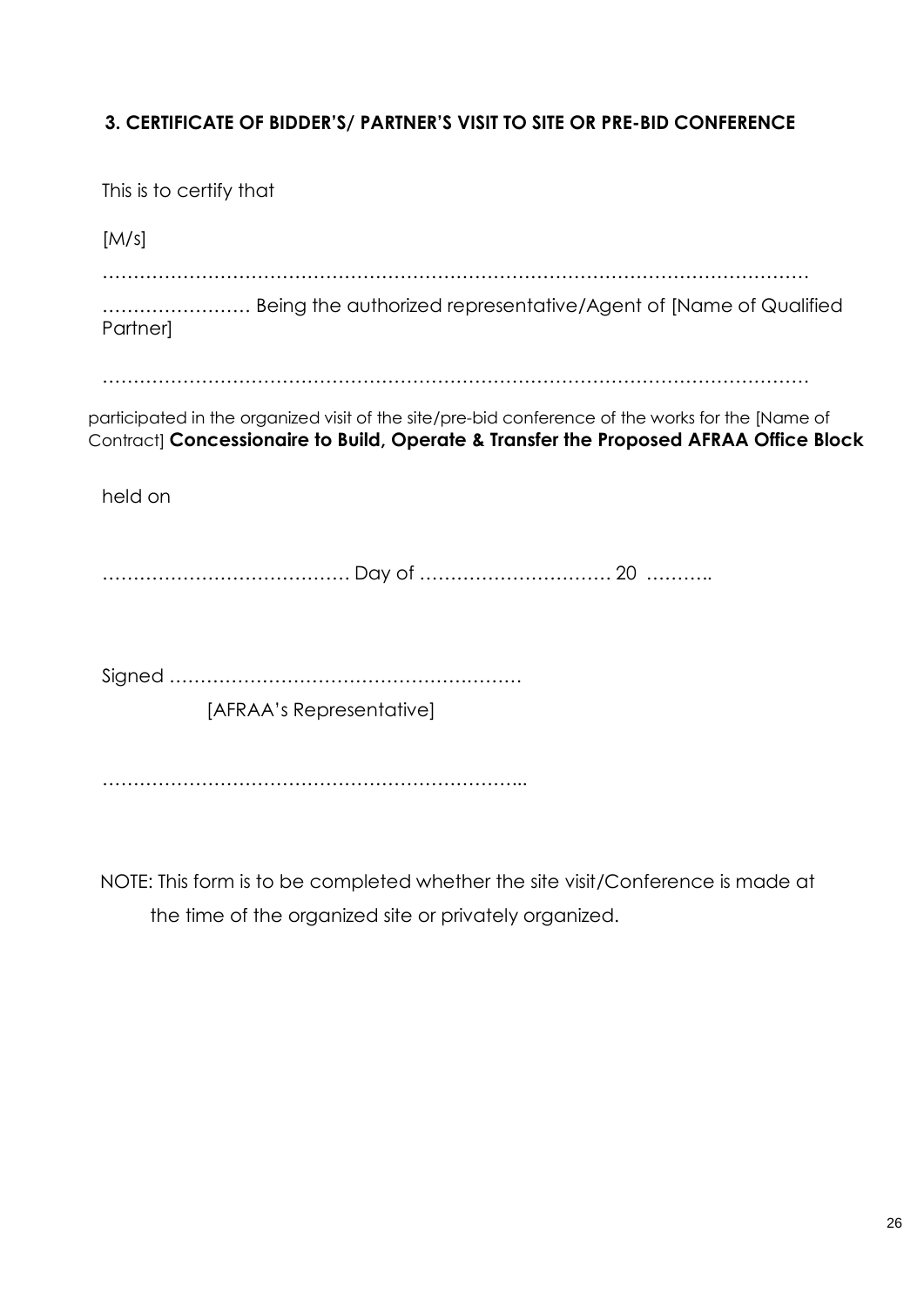### 3. CERTIFICATE OF BIDDER'S/ PARTNER'S VISIT TO SITE OR PRE-BID CONFERENCE

This is to certify that

[M/s]

……………………………………………………………………………………………………

…………………… Being the authorized representative/Agent of [Name of Qualified Partner]

……………………………………………………………………………………………………

participated in the organized visit of the site/pre-bid conference of the works for the [Name of Contract] **Concessionaire to Build, Operate & Transfer the Proposed AFRAA Office Block**

held on

………………………………… Day of ………………………… 20 ……….

Signed …………………………………………………

[AFRAA's Representative]

…………………………………………………………...

NOTE: This form is to be completed whether the site visit/Conference is made at the time of the organized site or privately organized.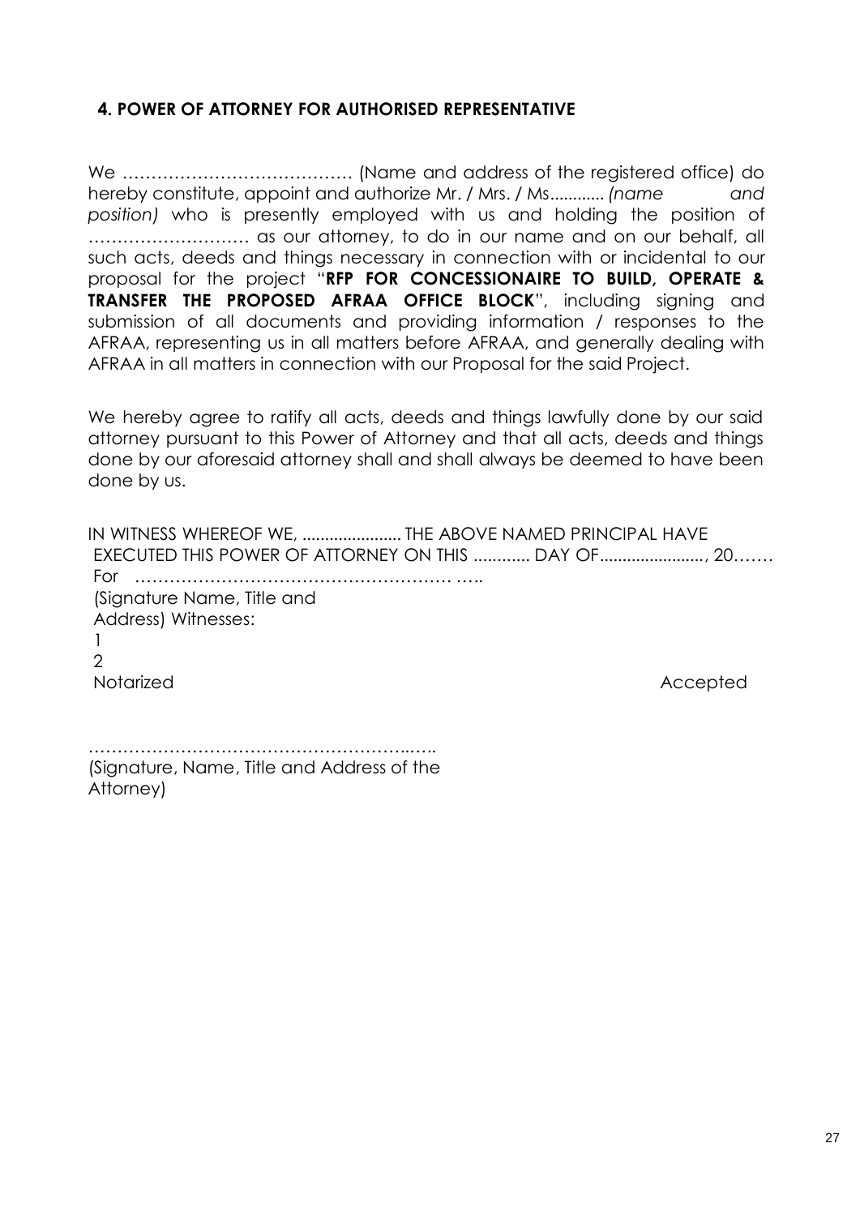## 4. POWER OF ATTORNEY FOR AUTHORISED REPRESENTATIVE

We ………………………………… (Name and address of the registered office) do hereby constitute, appoint and authorize Mr. / Mrs. / Ms............ *(name and position)* who is presently employed with us and holding the position of ……………………… as our attorney, to do in our name and on our behalf, all such acts, deeds and things necessary in connection with or incidental to our proposal for the project "**RFP FOR CONCESSIONAIRE TO BUILD, OPERATE & TRANSFER THE PROPOSED AFRAA OFFICE BLOCK**", including signing and submission of all documents and providing information / responses to the AFRAA, representing us in all matters before AFRAA, and generally dealing with AFRAA in all matters in connection with our Proposal for the said Project.

We hereby agree to ratify all acts, deeds and things lawfully done by our said attorney pursuant to this Power of Attorney and that all acts, deeds and things done by our aforesaid attorney shall and shall always be deemed to have been done by us.

IN WITNESS WHEREOF WE, ...................... THE ABOVE NAMED PRINCIPAL HAVE EXECUTED THIS POWER OF ATTORNEY ON THIS ............ DAY OF......................., 20……

For ……………………………………………… …..

(Signature Name, Title and Address) Witnesses:

1

2

Notarized                                                                                                    Accepted

…………………………………………………..…..

(Signature, Name, Title and Address of the Attorney)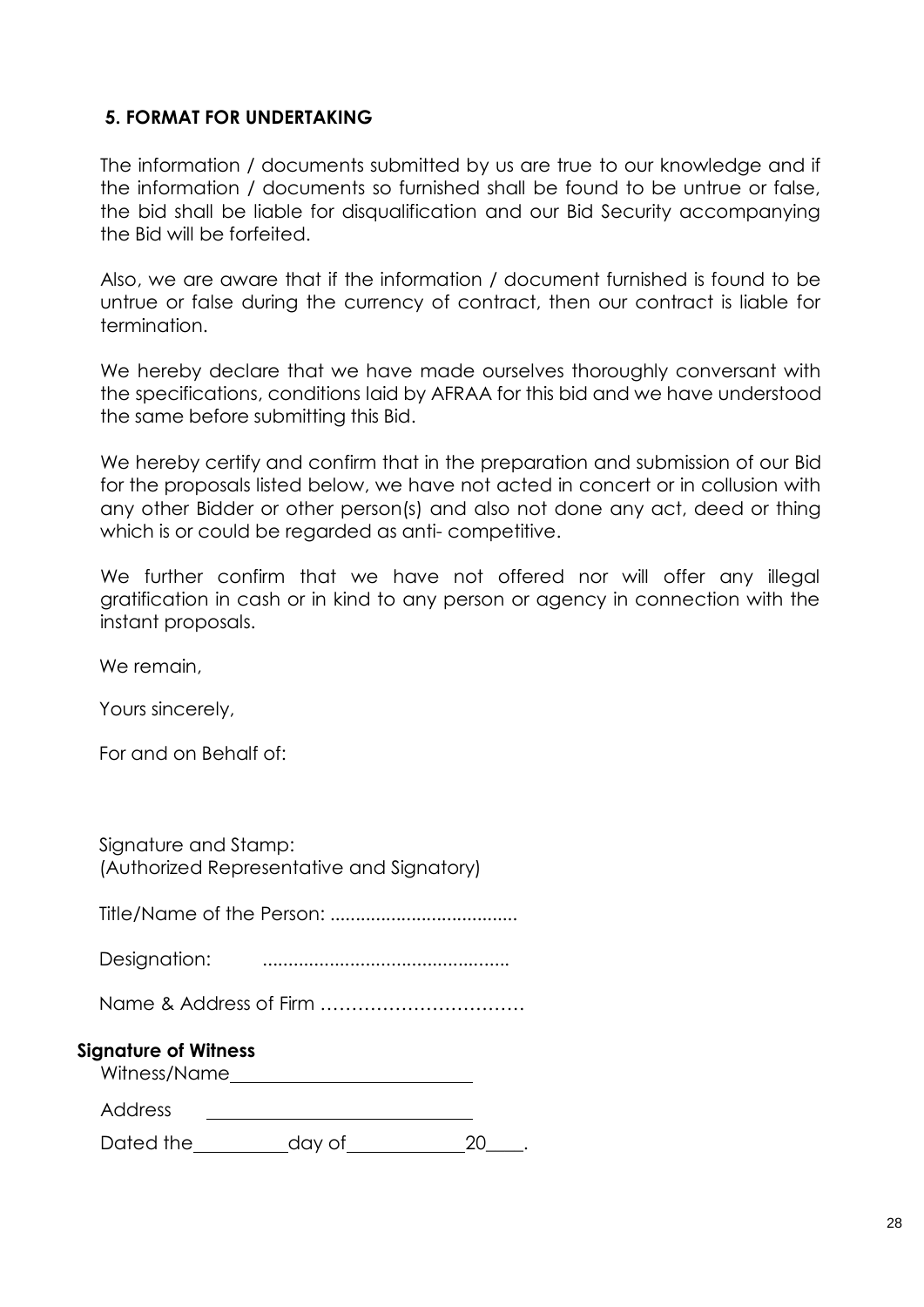## 5. FORMAT FOR UNDERTAKING

The information / documents submitted by us are true to our knowledge and if the information / documents so furnished shall be found to be untrue or false, the bid shall be liable for disqualification and our Bid Security accompanying the Bid will be forfeited.

Also, we are aware that if the information / document furnished is found to be untrue or false during the currency of contract, then our contract is liable for termination.

We hereby declare that we have made ourselves thoroughly conversant with the specifications, conditions laid by AFRAA for this bid and we have understood the same before submitting this Bid.

We hereby certify and confirm that in the preparation and submission of our Bid for the proposals listed below, we have not acted in concert or in collusion with any other Bidder or other person(s) and also not done any act, deed or thing which is or could be regarded as anti- competitive.

We further confirm that we have not offered nor will offer any illegal gratification in cash or in kind to any person or agency in connection with the instant proposals.

We remain,

Yours sincerely,

For and on Behalf of:

Signature and Stamp:
(Authorized Representative and Signatory)

Title/Name of the Person: .....................................

Designation: ................................................

Name & Address of Firm ……………………………

**Signature of Witness**

Witness/Name\_\_\_\_\_\_\_\_\_\_\_\_\_\_\_\_\_\_\_\_\_\_\_\_

Address \_\_\_\_\_\_\_\_\_\_\_\_\_\_\_\_\_\_\_\_\_\_\_\_\_\_\_

Dated the\_\_\_\_\_\_\_\_\_\_day of\_\_\_\_\_\_\_\_\_\_\_\_20\_\_\_\_.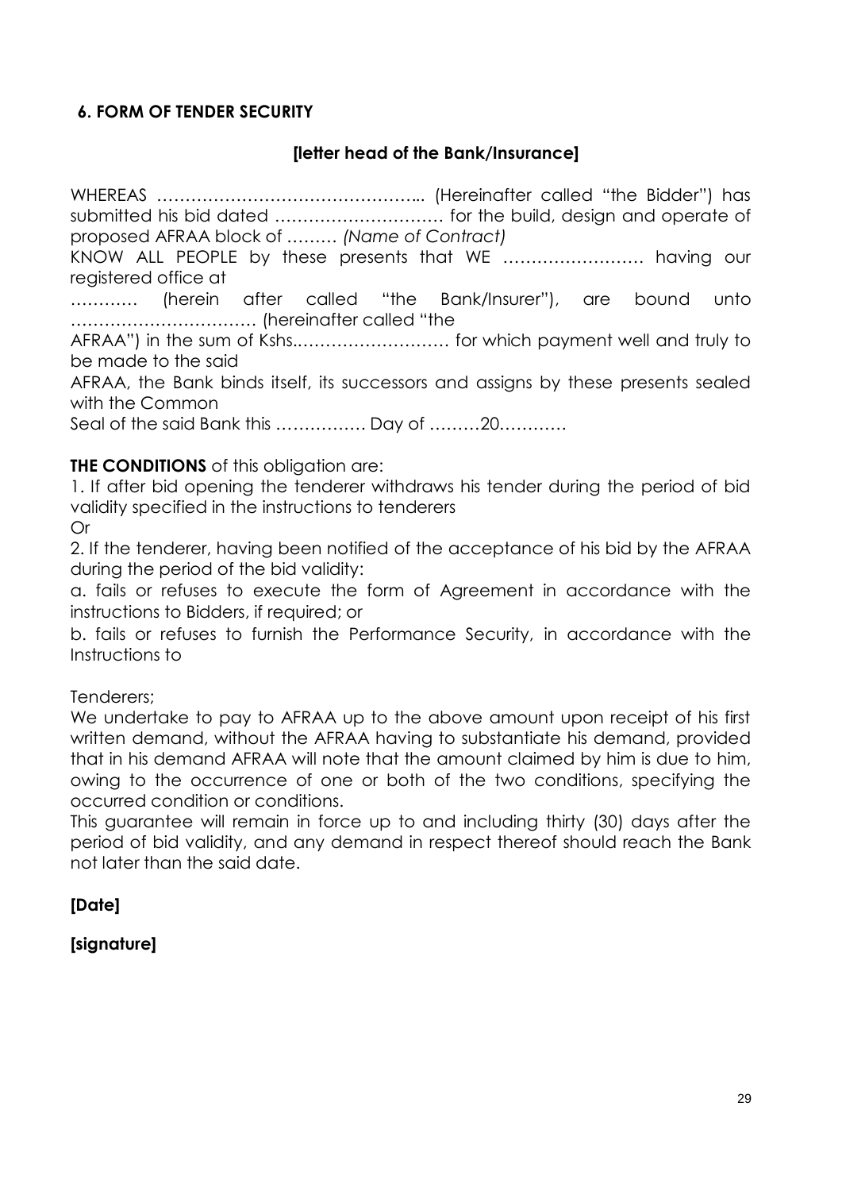### 6. FORM OF TENDER SECURITY

**[letter head of the Bank/Insurance]**

WHEREAS ………………………………………... (Hereinafter called "the Bidder") has submitted his bid dated ………………………… for the build, design and operate of proposed AFRAA block of ……… *(Name of Contract)*

KNOW ALL PEOPLE by these presents that WE ……………………… having our registered office at

………… (herein after called "the Bank/Insurer"), are bound unto …………………………… (hereinafter called "the

AFRAA") in the sum of Kshs.……………………… for which payment well and truly to be made to the said

AFRAA, the Bank binds itself, its successors and assigns by these presents sealed with the Common

Seal of the said Bank this ……………. Day of ………20…………

**THE CONDITIONS** of this obligation are:

1. If after bid opening the tenderer withdraws his tender during the period of bid validity specified in the instructions to tenderers

Or

2. If the tenderer, having been notified of the acceptance of his bid by the AFRAA during the period of the bid validity:

a. fails or refuses to execute the form of Agreement in accordance with the instructions to Bidders, if required; or

b. fails or refuses to furnish the Performance Security, in accordance with the Instructions to

Tenderers;

We undertake to pay to AFRAA up to the above amount upon receipt of his first written demand, without the AFRAA having to substantiate his demand, provided that in his demand AFRAA will note that the amount claimed by him is due to him, owing to the occurrence of one or both of the two conditions, specifying the occurred condition or conditions.

This guarantee will remain in force up to and including thirty (30) days after the period of bid validity, and any demand in respect thereof should reach the Bank not later than the said date.

**[Date]**

**[signature]**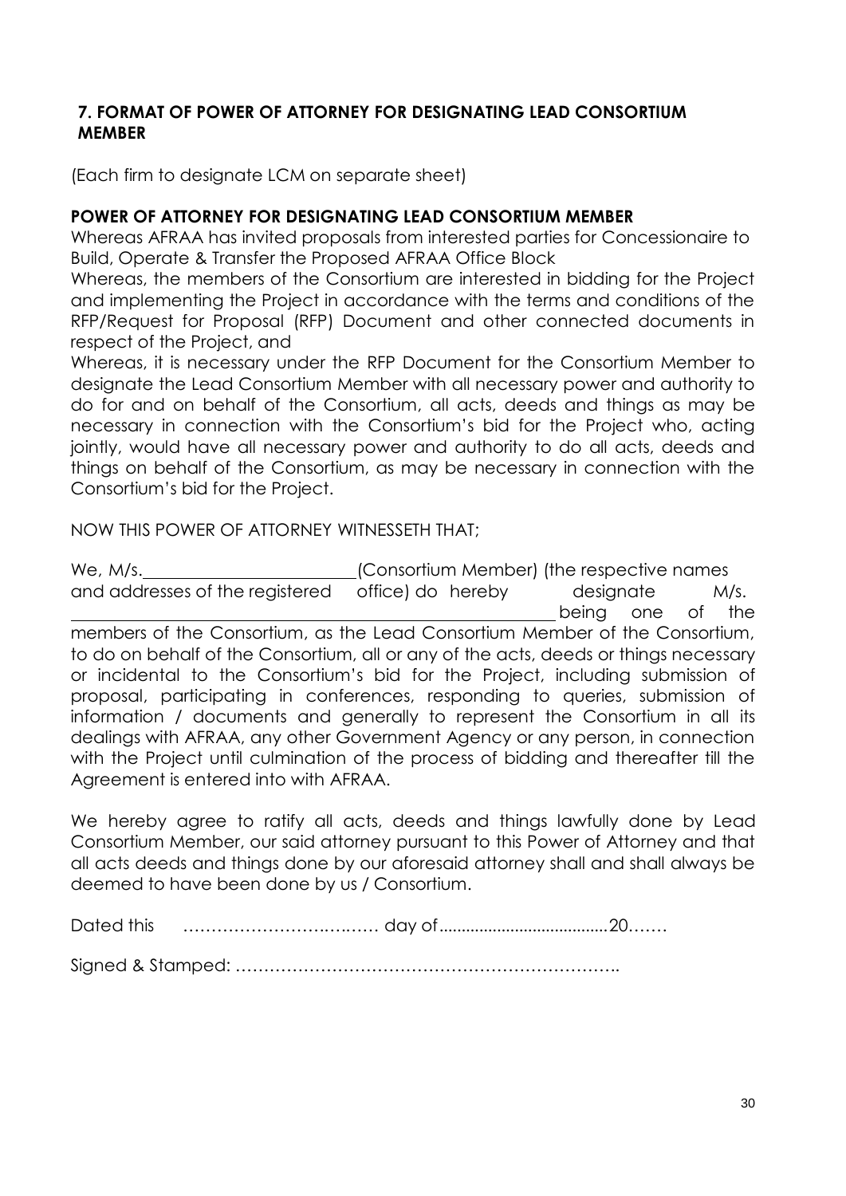## 7. FORMAT OF POWER OF ATTORNEY FOR DESIGNATING LEAD CONSORTIUM MEMBER

(Each firm to designate LCM on separate sheet)

**POWER OF ATTORNEY FOR DESIGNATING LEAD CONSORTIUM MEMBER**

Whereas AFRAA has invited proposals from interested parties for Concessionaire to Build, Operate & Transfer the Proposed AFRAA Office Block

Whereas, the members of the Consortium are interested in bidding for the Project and implementing the Project in accordance with the terms and conditions of the RFP/Request for Proposal (RFP) Document and other connected documents in respect of the Project, and

Whereas, it is necessary under the RFP Document for the Consortium Member to designate the Lead Consortium Member with all necessary power and authority to do for and on behalf of the Consortium, all acts, deeds and things as may be necessary in connection with the Consortium's bid for the Project who, acting jointly, would have all necessary power and authority to do all acts, deeds and things on behalf of the Consortium, as may be necessary in connection with the Consortium's bid for the Project.

NOW THIS POWER OF ATTORNEY WITNESSETH THAT;

We, M/s.\_\_\_\_\_\_\_\_\_\_\_\_\_\_\_\_\_\_\_\_\_\_\_\_(Consortium Member) (the respective names and addresses of the registered office) do hereby designate M/s. \_\_\_\_\_\_\_\_\_\_\_\_\_\_\_\_\_\_\_\_\_\_\_\_\_\_\_\_\_\_\_\_\_\_\_\_\_\_\_\_\_\_\_\_\_\_\_\_\_\_\_\_ being one of the members of the Consortium, as the Lead Consortium Member of the Consortium, to do on behalf of the Consortium, all or any of the acts, deeds or things necessary or incidental to the Consortium's bid for the Project, including submission of proposal, participating in conferences, responding to queries, submission of information / documents and generally to represent the Consortium in all its dealings with AFRAA, any other Government Agency or any person, in connection with the Project until culmination of the process of bidding and thereafter till the Agreement is entered into with AFRAA.

We hereby agree to ratify all acts, deeds and things lawfully done by Lead Consortium Member, our said attorney pursuant to this Power of Attorney and that all acts deeds and things done by our aforesaid attorney shall and shall always be deemed to have been done by us / Consortium.

Dated this …………………………… day of......................................20…….

Signed & Stamped: ………………………………………………………….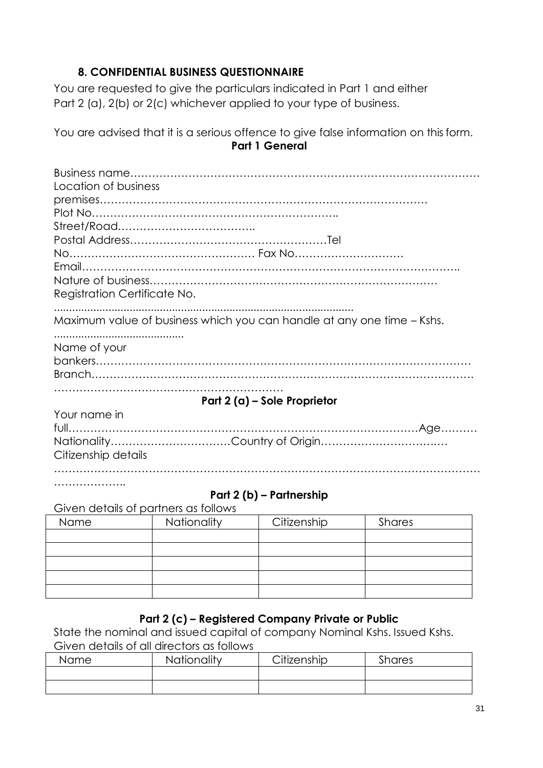## 8. CONFIDENTIAL BUSINESS QUESTIONNAIRE

You are requested to give the particulars indicated in Part 1 and either Part 2 (a), 2(b) or 2(c) whichever applied to your type of business.

You are advised that it is a serious offence to give false information on this form.

**Part 1 General**

Business name……………………………………………………………………………………
Location of business premises………………………………………………………………………………
Plot No………………………………………………………….
Street/Road……………………………….
Postal Address………………………………………………Tel No…………………………………………… Fax No…………………………
Email…………………………………………………………………………………………….
Nature of business……………………………………………………………………
Registration Certificate No. ..................................................................................................
Maximum value of business which you can handle at any one time – Kshs. ...........................................
Name of your bankers…………………………………………………………………………………………
Branch…………………………………………………………………………………………
……………………………………………………

**Part 2 (a) – Sole Proprietor**

Your name in full…………………………………………………………………………………Age………
Nationality……………………………Country of Origin……………………………
Citizenship details ………………………………………………………………………………………………………
………………..

**Part 2 (b) – Partnership**

Given details of partners as follows

| Name | Nationality | Citizenship | Shares |
|---|---|---|---|
| | | | |
| | | | |
| | | | |
| | | | |
| | | | |

**Part 2 (c) – Registered Company Private or Public**

State the nominal and issued capital of company Nominal Kshs. Issued Kshs.
Given details of all directors as follows

| Name | Nationality | Citizenship | Shares |
|---|---|---|---|
| | | | |
| | | | |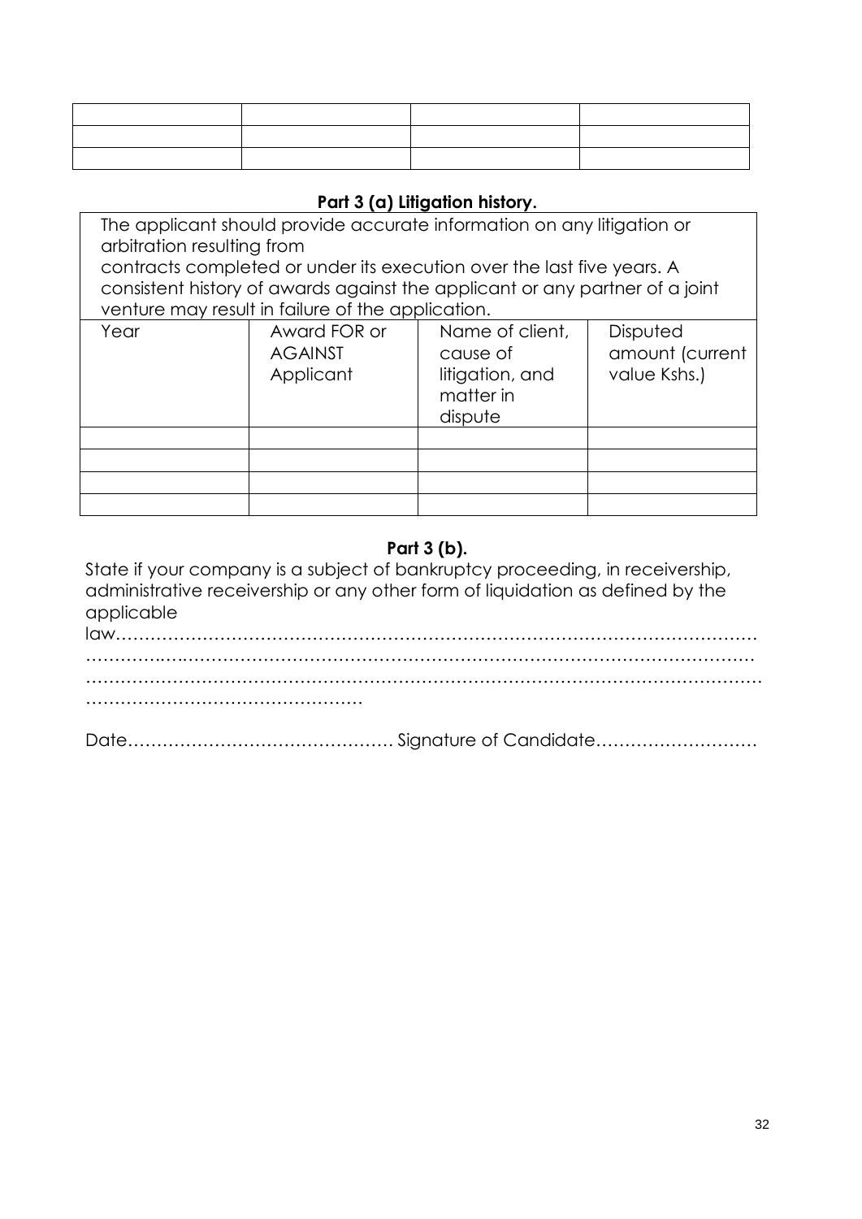|  |  |  |  |
|---|---|---|---|
|  |  |  |  |
|  |  |  |  |

**Part 3 (a) Litigation history.**

The applicant should provide accurate information on any litigation or arbitration resulting from contracts completed or under its execution over the last five years. A consistent history of awards against the applicant or any partner of a joint venture may result in failure of the application.

| Year | Award FOR or AGAINST Applicant | Name of client, cause of litigation, and matter in dispute | Disputed amount (current value Kshs.) |
|---|---|---|---|
|  |  |  |  |
|  |  |  |  |
|  |  |  |  |
|  |  |  |  |

**Part 3 (b).**

State if your company is a subject of bankruptcy proceeding, in receivership, administrative receivership or any other form of liquidation as defined by the applicable law………………………………………………………………………………………………
…………………………………………………………………………………………………………
…………………………………………………………………………………………………………
…………………………………………

Date……………………………………… Signature of Candidate………………………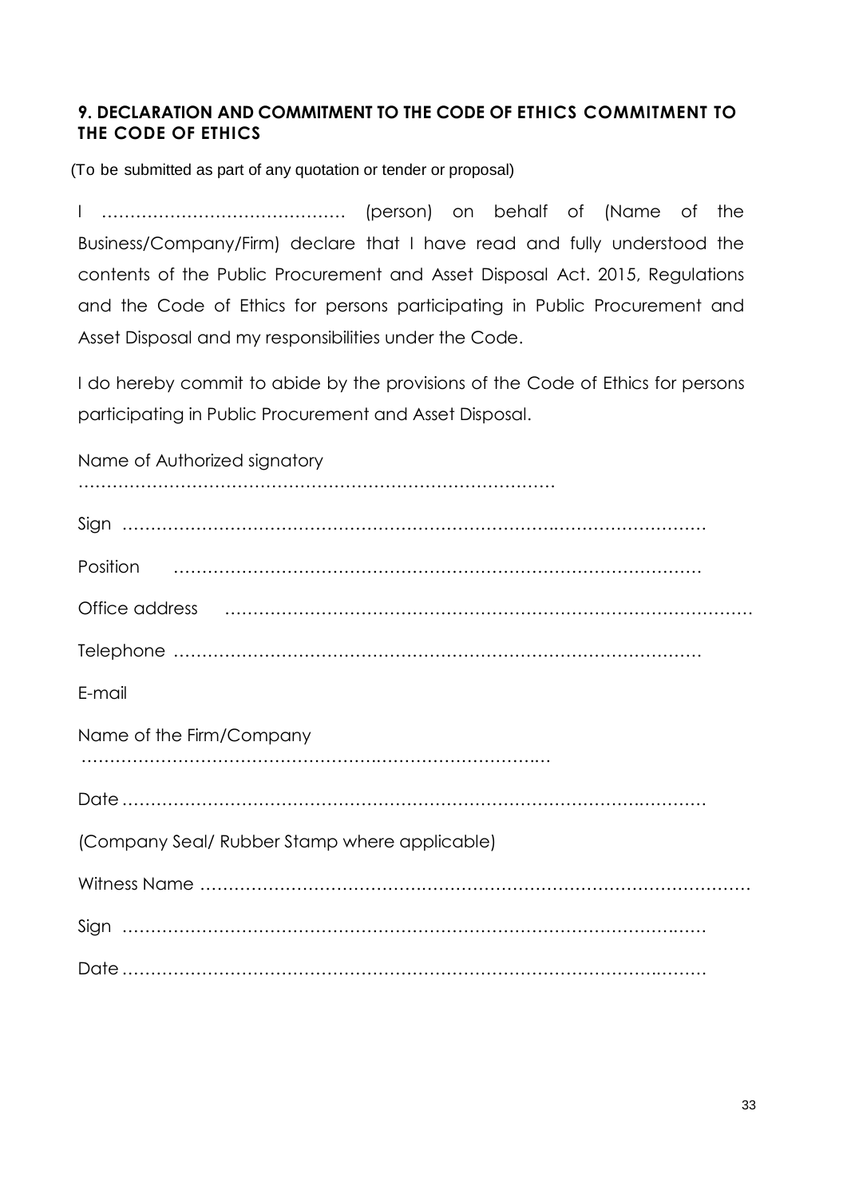## 9. DECLARATION AND COMMITMENT TO THE CODE OF ETHICS COMMITMENT TO THE CODE OF ETHICS

(To be submitted as part of any quotation or tender or proposal)

I ……………………………………. (person) on behalf of (Name of the Business/Company/Firm) declare that I have read and fully understood the contents of the Public Procurement and Asset Disposal Act. 2015, Regulations and the Code of Ethics for persons participating in Public Procurement and Asset Disposal and my responsibilities under the Code.

I do hereby commit to abide by the provisions of the Code of Ethics for persons participating in Public Procurement and Asset Disposal.

Name of Authorized signatory ……………………………………………………………………………

Sign ……………………………………………………………………………………………

Position ……………………………………………………………………………………

Office address ……………………………………………………………………………………

Telephone ……………………………………………………………………………………

E-mail

Name of the Firm/Company ……………………………………………………………………………

Date ……………………………………………………………………………………………

(Company Seal/ Rubber Stamp where applicable)

Witness Name ……………………………………………………………………………………

Sign ……………………………………………………………………………………………

Date ……………………………………………………………………………………………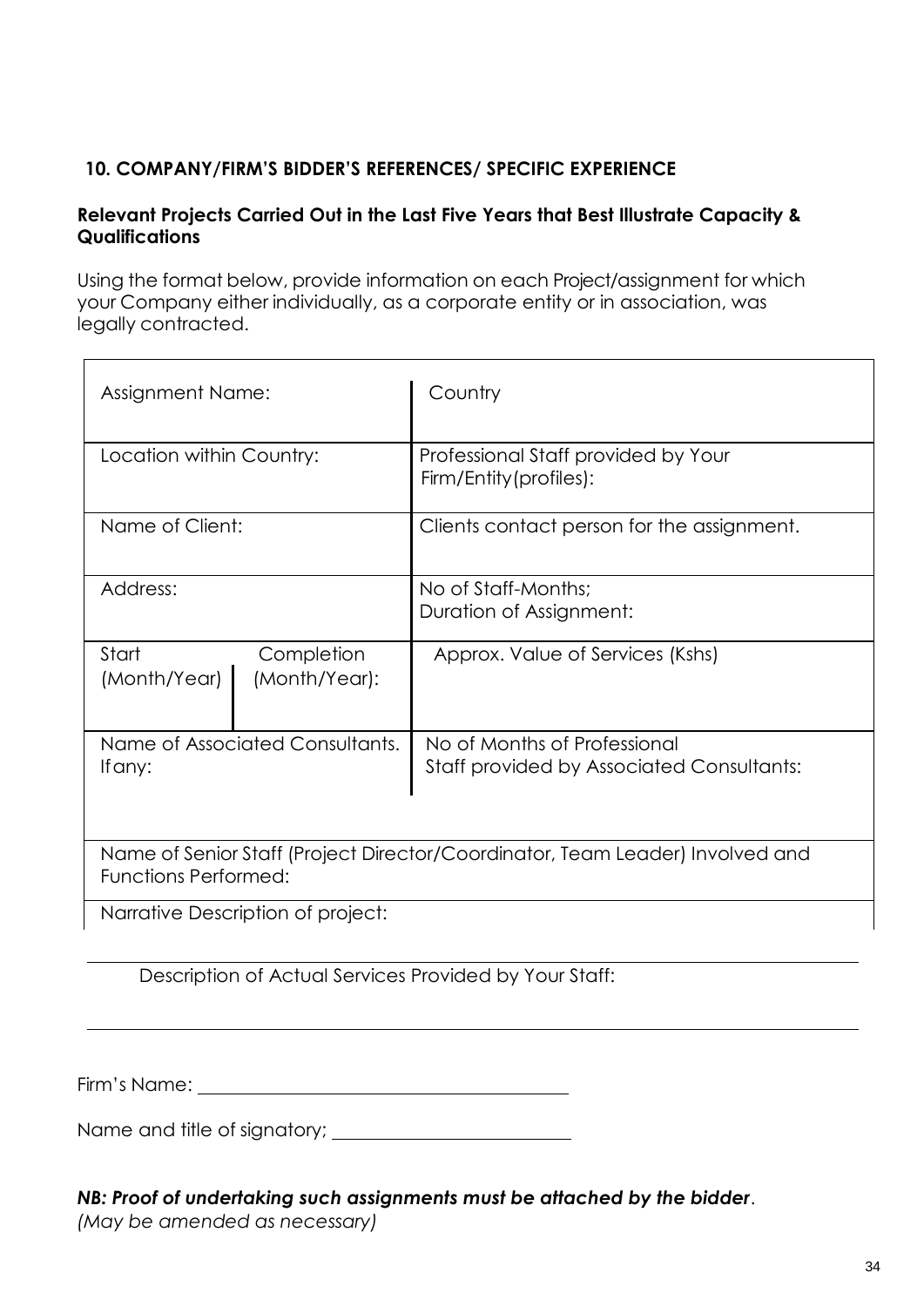## 10. COMPANY/FIRM'S BIDDER'S REFERENCES/ SPECIFIC EXPERIENCE

**Relevant Projects Carried Out in the Last Five Years that Best Illustrate Capacity & Qualifications**

Using the format below, provide information on each Project/assignment for which your Company either individually, as a corporate entity or in association, was legally contracted.

| Assignment Name: | | Country |
|---|---|---|
| Location within Country: | | Professional Staff provided by Your Firm/Entity(profiles): |
| Name of Client: | | Clients contact person for the assignment. |
| Address: | | No of Staff-Months; Duration of Assignment: |
| Start (Month/Year) | Completion (Month/Year): | Approx. Value of Services (Kshs) |
| Name of Associated Consultants. If any: | | No of Months of Professional Staff provided by Associated Consultants: |
| Name of Senior Staff (Project Director/Coordinator, Team Leader) Involved and Functions Performed: | | |
| Narrative Description of project: | | |

Description of Actual Services Provided by Your Staff:

Firm's Name: ______________________________

Name and title of signatory; ______________________________

***NB: Proof of undertaking such assignments must be attached by the bidder***.

*(May be amended as necessary)*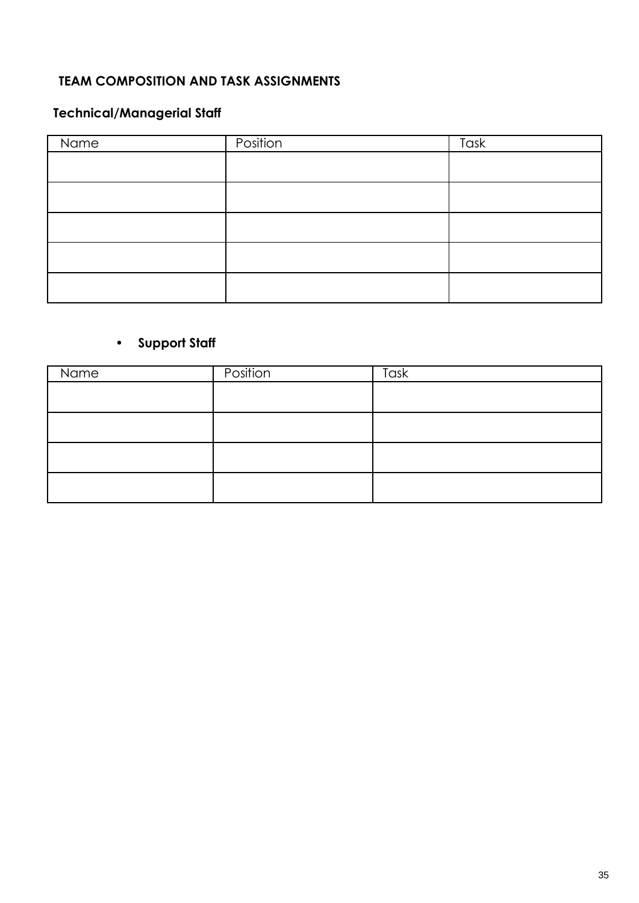## TEAM COMPOSITION AND TASK ASSIGNMENTS

### Technical/Managerial Staff

| Name | Position | Task |
|---|---|---|
| | | |
| | | |
| | | |
| | | |
| | | |

- **Support Staff**

| Name | Position | Task |
|---|---|---|
| | | |
| | | |
| | | |
| | | |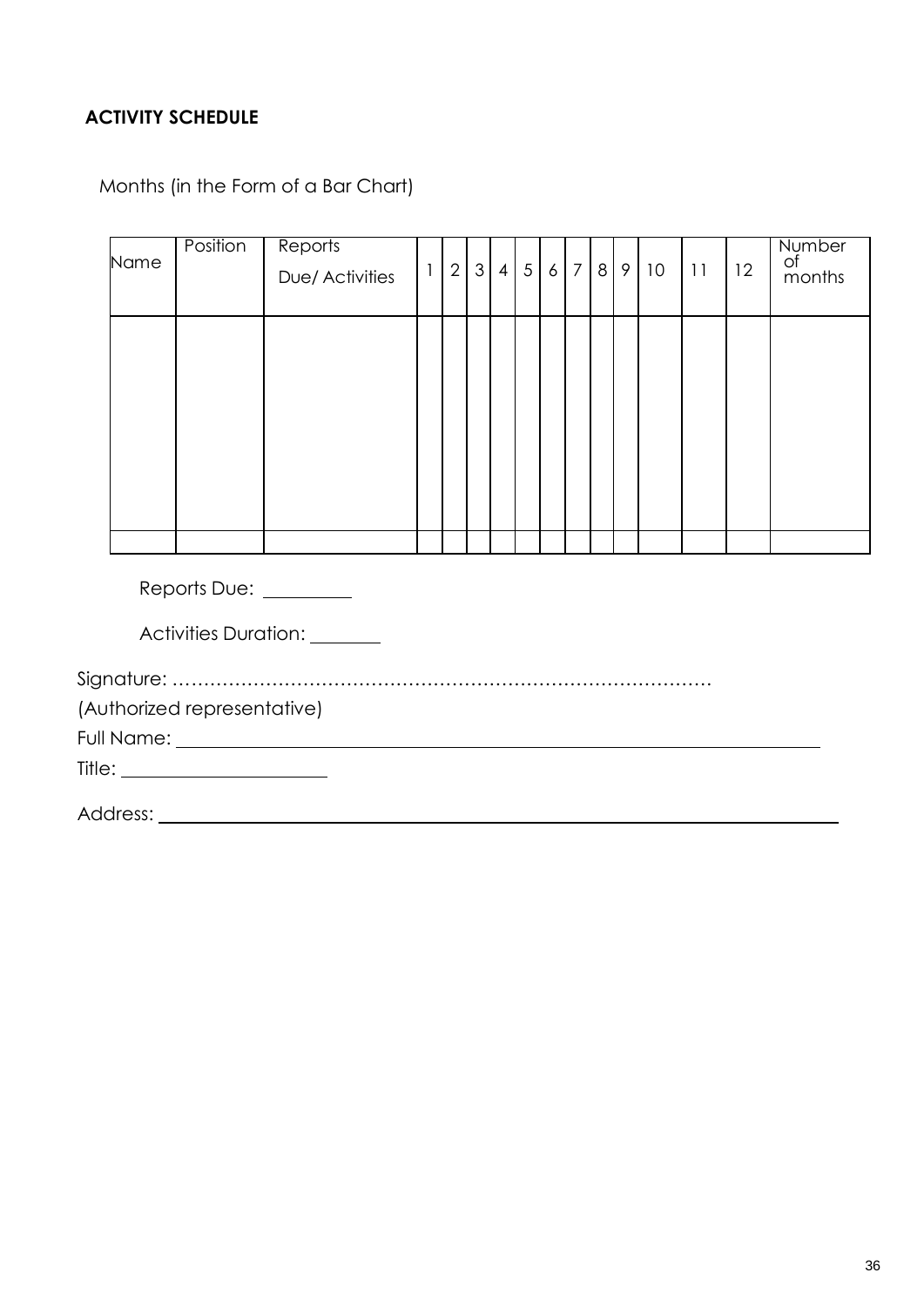**ACTIVITY SCHEDULE**

Months (in the Form of a Bar Chart)

| Name | Position | Reports Due/ Activities | 1 | 2 | 3 | 4 | 5 | 6 | 7 | 8 | 9 | 10 | 11 | 12 | Number of months |
|---|---|---|---|---|---|---|---|---|---|---|---|---|---|---|---|
| | | | | | | | | | | | | | | | |
| | | | | | | | | | | | | | | | |

Reports Due: _________

Activities Duration: _______

Signature: ……………………………………………………………………………

(Authorized representative)

Full Name: ______________________________________________________________

Title: ____________________

Address: ________________________________________________________________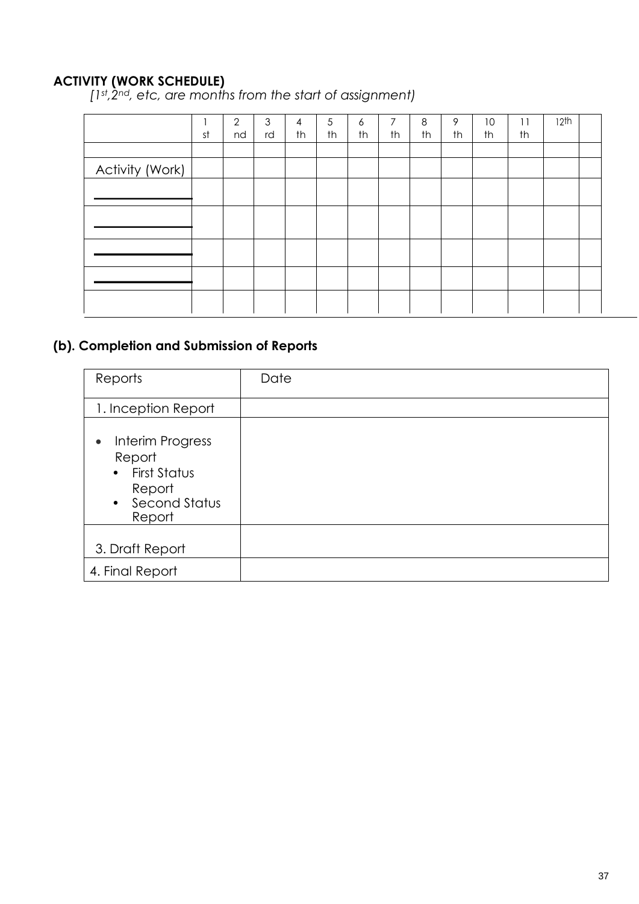**ACTIVITY (WORK SCHEDULE)**

*[1st,2nd, etc, are months from the start of assignment)*

| | 1 st | 2 nd | 3 rd | 4 th | 5 th | 6 th | 7 th | 8 th | 9 th | 10 th | 11 th | 12th | |
|---|---|---|---|---|---|---|---|---|---|---|---|---|---|
| | | | | | | | | | | | | | |
| Activity (Work) | | | | | | | | | | | | | |
| ______________ | | | | | | | | | | | | | |
| ______________ | | | | | | | | | | | | | |
| ______________ | | | | | | | | | | | | | |
| ______________ | | | | | | | | | | | | | |
| | | | | | | | | | | | | | |

## (b). Completion and Submission of Reports

| Reports | Date |
|---|---|
| 1. Inception Report | |
| • Interim Progress Report <br> • First Status Report <br> • Second Status Report | |
| 3. Draft Report | |
| 4. Final Report | |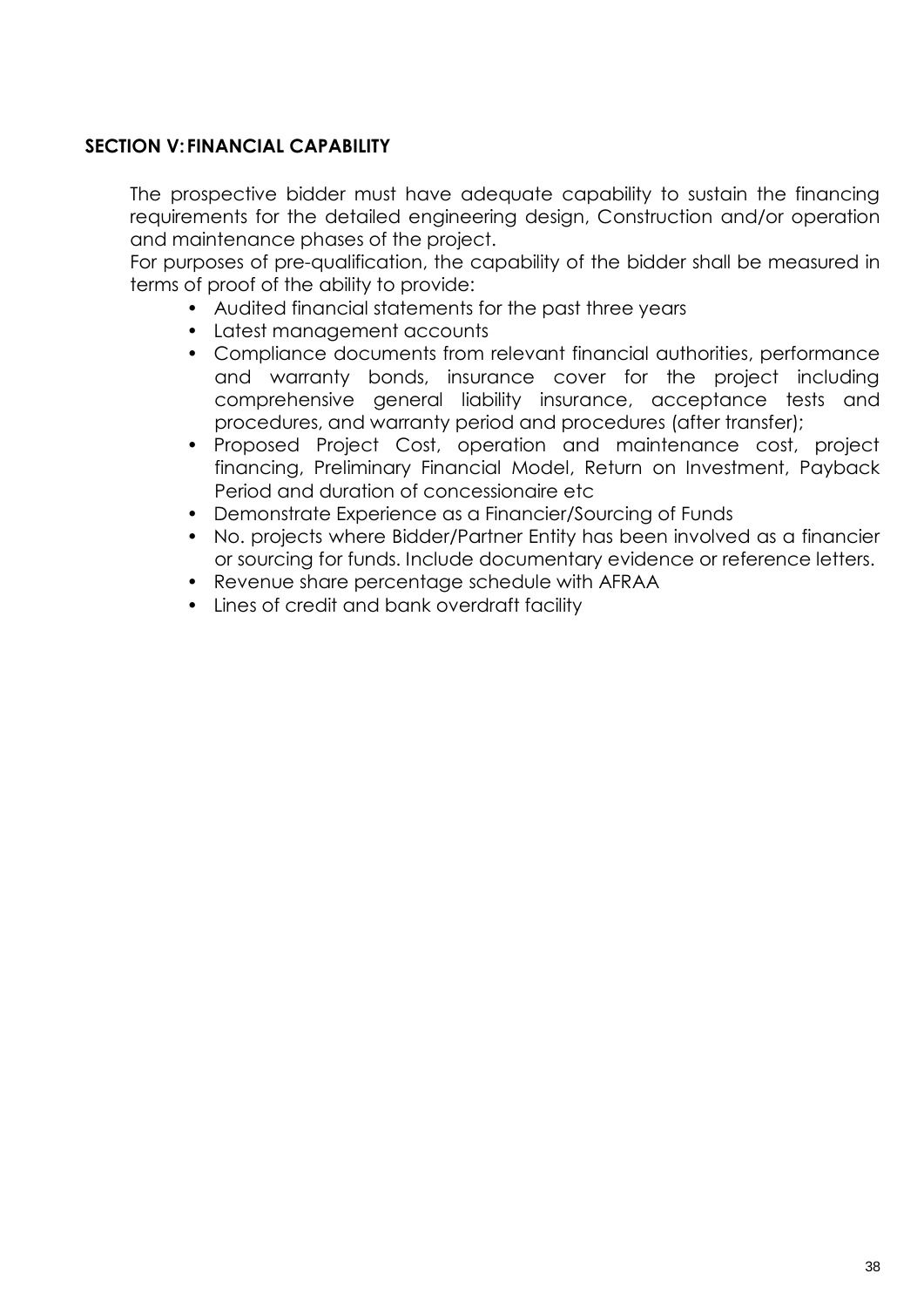## SECTION V: FINANCIAL CAPABILITY

The prospective bidder must have adequate capability to sustain the financing requirements for the detailed engineering design, Construction and/or operation and maintenance phases of the project.

For purposes of pre-qualification, the capability of the bidder shall be measured in terms of proof of the ability to provide:

- Audited financial statements for the past three years
- Latest management accounts
- Compliance documents from relevant financial authorities, performance and warranty bonds, insurance cover for the project including comprehensive general liability insurance, acceptance tests and procedures, and warranty period and procedures (after transfer);
- Proposed Project Cost, operation and maintenance cost, project financing, Preliminary Financial Model, Return on Investment, Payback Period and duration of concessionaire etc
- Demonstrate Experience as a Financier/Sourcing of Funds
- No. projects where Bidder/Partner Entity has been involved as a financier or sourcing for funds. Include documentary evidence or reference letters.
- Revenue share percentage schedule with AFRAA
- Lines of credit and bank overdraft facility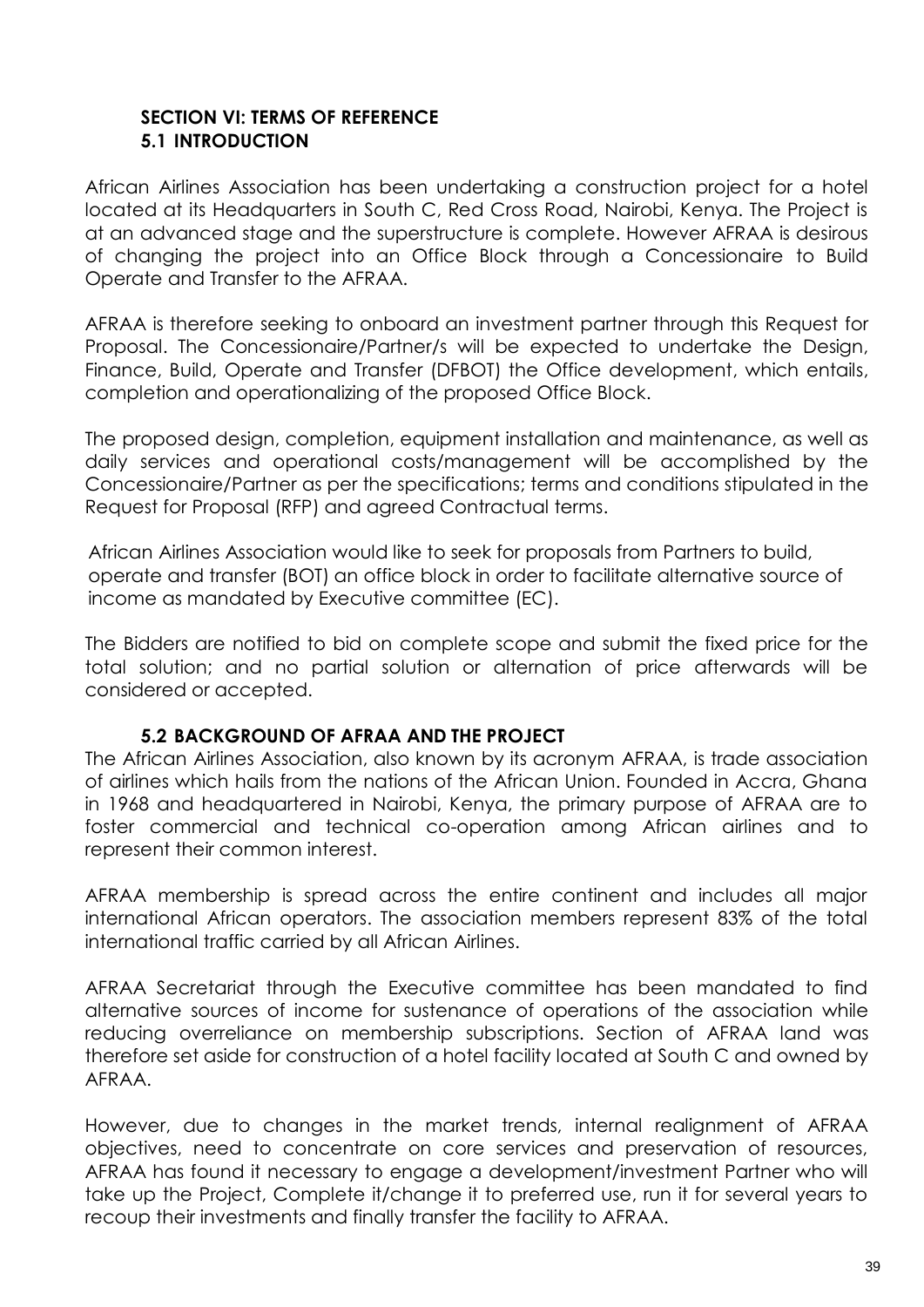## SECTION VI: TERMS OF REFERENCE

### 5.1 INTRODUCTION

African Airlines Association has been undertaking a construction project for a hotel located at its Headquarters in South C, Red Cross Road, Nairobi, Kenya. The Project is at an advanced stage and the superstructure is complete. However AFRAA is desirous of changing the project into an Office Block through a Concessionaire to Build Operate and Transfer to the AFRAA.

AFRAA is therefore seeking to onboard an investment partner through this Request for Proposal. The Concessionaire/Partner/s will be expected to undertake the Design, Finance, Build, Operate and Transfer (DFBOT) the Office development, which entails, completion and operationalizing of the proposed Office Block.

The proposed design, completion, equipment installation and maintenance, as well as daily services and operational costs/management will be accomplished by the Concessionaire/Partner as per the specifications; terms and conditions stipulated in the Request for Proposal (RFP) and agreed Contractual terms.

African Airlines Association would like to seek for proposals from Partners to build, operate and transfer (BOT) an office block in order to facilitate alternative source of income as mandated by Executive committee (EC).

The Bidders are notified to bid on complete scope and submit the fixed price for the total solution; and no partial solution or alternation of price afterwards will be considered or accepted.

### 5.2 BACKGROUND OF AFRAA AND THE PROJECT

The African Airlines Association, also known by its acronym AFRAA, is trade association of airlines which hails from the nations of the African Union. Founded in Accra, Ghana in 1968 and headquartered in Nairobi, Kenya, the primary purpose of AFRAA are to foster commercial and technical co-operation among African airlines and to represent their common interest.

AFRAA membership is spread across the entire continent and includes all major international African operators. The association members represent 83% of the total international traffic carried by all African Airlines.

AFRAA Secretariat through the Executive committee has been mandated to find alternative sources of income for sustenance of operations of the association while reducing overreliance on membership subscriptions. Section of AFRAA land was therefore set aside for construction of a hotel facility located at South C and owned by AFRAA.

However, due to changes in the market trends, internal realignment of AFRAA objectives, need to concentrate on core services and preservation of resources, AFRAA has found it necessary to engage a development/investment Partner who will take up the Project, Complete it/change it to preferred use, run it for several years to recoup their investments and finally transfer the facility to AFRAA.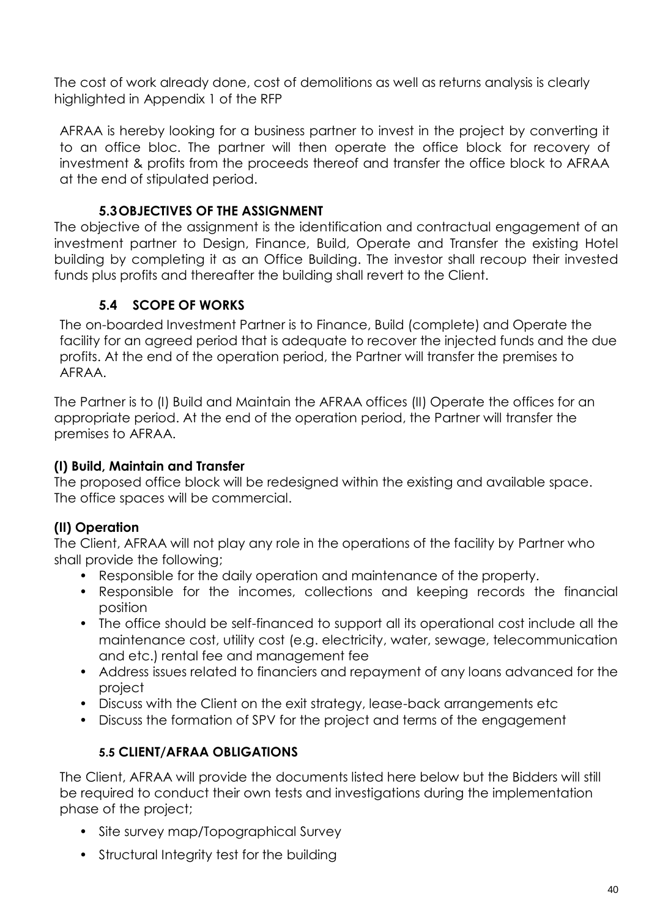The cost of work already done, cost of demolitions as well as returns analysis is clearly highlighted in Appendix 1 of the RFP

AFRAA is hereby looking for a business partner to invest in the project by converting it to an office bloc. The partner will then operate the office block for recovery of investment & profits from the proceeds thereof and transfer the office block to AFRAA at the end of stipulated period.

### 5.3 OBJECTIVES OF THE ASSIGNMENT

The objective of the assignment is the identification and contractual engagement of an investment partner to Design, Finance, Build, Operate and Transfer the existing Hotel building by completing it as an Office Building. The investor shall recoup their invested funds plus profits and thereafter the building shall revert to the Client.

### 5.4 SCOPE OF WORKS

The on-boarded Investment Partner is to Finance, Build (complete) and Operate the facility for an agreed period that is adequate to recover the injected funds and the due profits. At the end of the operation period, the Partner will transfer the premises to AFRAA.

The Partner is to (I) Build and Maintain the AFRAA offices (II) Operate the offices for an appropriate period. At the end of the operation period, the Partner will transfer the premises to AFRAA.

**(I) Build, Maintain and Transfer**

The proposed office block will be redesigned within the existing and available space. The office spaces will be commercial.

**(II) Operation**

The Client, AFRAA will not play any role in the operations of the facility by Partner who shall provide the following;

- Responsible for the daily operation and maintenance of the property.
- Responsible for the incomes, collections and keeping records the financial position
- The office should be self-financed to support all its operational cost include all the maintenance cost, utility cost (e.g. electricity, water, sewage, telecommunication and etc.) rental fee and management fee
- Address issues related to financiers and repayment of any loans advanced for the project
- Discuss with the Client on the exit strategy, lease-back arrangements etc
- Discuss the formation of SPV for the project and terms of the engagement

### 5.5 CLIENT/AFRAA OBLIGATIONS

The Client, AFRAA will provide the documents listed here below but the Bidders will still be required to conduct their own tests and investigations during the implementation phase of the project;

- Site survey map/Topographical Survey
- Structural Integrity test for the building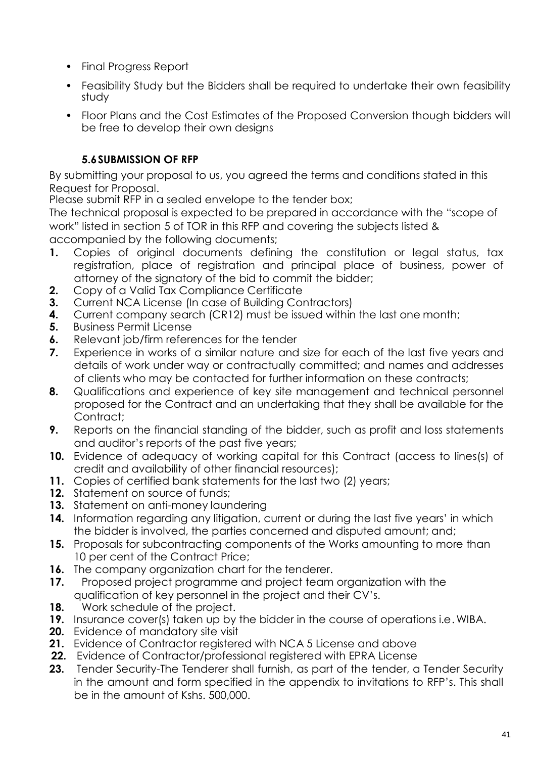- Final Progress Report
- Feasibility Study but the Bidders shall be required to undertake their own feasibility study
- Floor Plans and the Cost Estimates of the Proposed Conversion though bidders will be free to develop their own designs

### 5.6 SUBMISSION OF RFP

By submitting your proposal to us, you agreed the terms and conditions stated in this Request for Proposal.

Please submit RFP in a sealed envelope to the tender box;

The technical proposal is expected to be prepared in accordance with the "scope of work" listed in section 5 of TOR in this RFP and covering the subjects listed & accompanied by the following documents;

1. Copies of original documents defining the constitution or legal status, tax registration, place of registration and principal place of business, power of attorney of the signatory of the bid to commit the bidder;
2. Copy of a Valid Tax Compliance Certificate
3. Current NCA License (In case of Building Contractors)
4. Current company search (CR12) must be issued within the last one month;
5. Business Permit License
6. Relevant job/firm references for the tender
7. Experience in works of a similar nature and size for each of the last five years and details of work under way or contractually committed; and names and addresses of clients who may be contacted for further information on these contracts;
8. Qualifications and experience of key site management and technical personnel proposed for the Contract and an undertaking that they shall be available for the Contract;
9. Reports on the financial standing of the bidder, such as profit and loss statements and auditor's reports of the past five years;
10. Evidence of adequacy of working capital for this Contract (access to lines(s) of credit and availability of other financial resources);
11. Copies of certified bank statements for the last two (2) years;
12. Statement on source of funds;
13. Statement on anti-money laundering
14. Information regarding any litigation, current or during the last five years' in which the bidder is involved, the parties concerned and disputed amount; and;
15. Proposals for subcontracting components of the Works amounting to more than 10 per cent of the Contract Price;
16. The company organization chart for the tenderer.
17. Proposed project programme and project team organization with the qualification of key personnel in the project and their CV's.
18. Work schedule of the project.
19. Insurance cover(s) taken up by the bidder in the course of operations i.e. WIBA.
20. Evidence of mandatory site visit
21. Evidence of Contractor registered with NCA 5 License and above
22. Evidence of Contractor/professional registered with EPRA License
23. Tender Security-The Tenderer shall furnish, as part of the tender, a Tender Security in the amount and form specified in the appendix to invitations to RFP's. This shall be in the amount of Kshs. 500,000.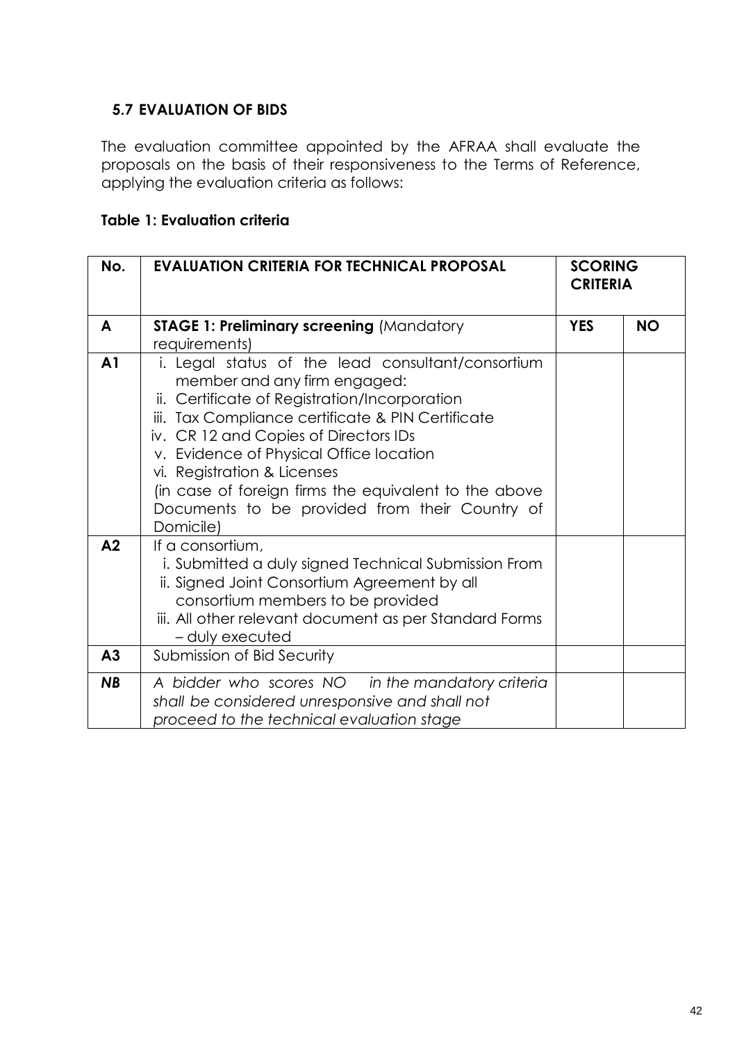### 5.7 EVALUATION OF BIDS

The evaluation committee appointed by the AFRAA shall evaluate the proposals on the basis of their responsiveness to the Terms of Reference, applying the evaluation criteria as follows:

**Table 1: Evaluation criteria**

| No. | EVALUATION CRITERIA FOR TECHNICAL PROPOSAL | SCORING CRITERIA | |
|---|---|---|---|
| **A** | **STAGE 1: Preliminary screening** (Mandatory requirements) | **YES** | **NO** |
| **A1** | i. Legal status of the lead consultant/consortium member and any firm engaged:<br>ii. Certificate of Registration/Incorporation<br>iii. Tax Compliance certificate & PIN Certificate<br>iv. CR 12 and Copies of Directors IDs<br>v. Evidence of Physical Office location<br>vi. Registration & Licenses<br>(in case of foreign firms the equivalent to the above Documents to be provided from their Country of Domicile) | | |
| **A2** | If a consortium,<br>i. Submitted a duly signed Technical Submission From<br>ii. Signed Joint Consortium Agreement by all consortium members to be provided<br>iii. All other relevant document as per Standard Forms – duly executed | | |
| **A3** | Submission of Bid Security | | |
| ***NB*** | *A bidder who scores NO in the mandatory criteria shall be considered unresponsive and shall not proceed to the technical evaluation stage* | | |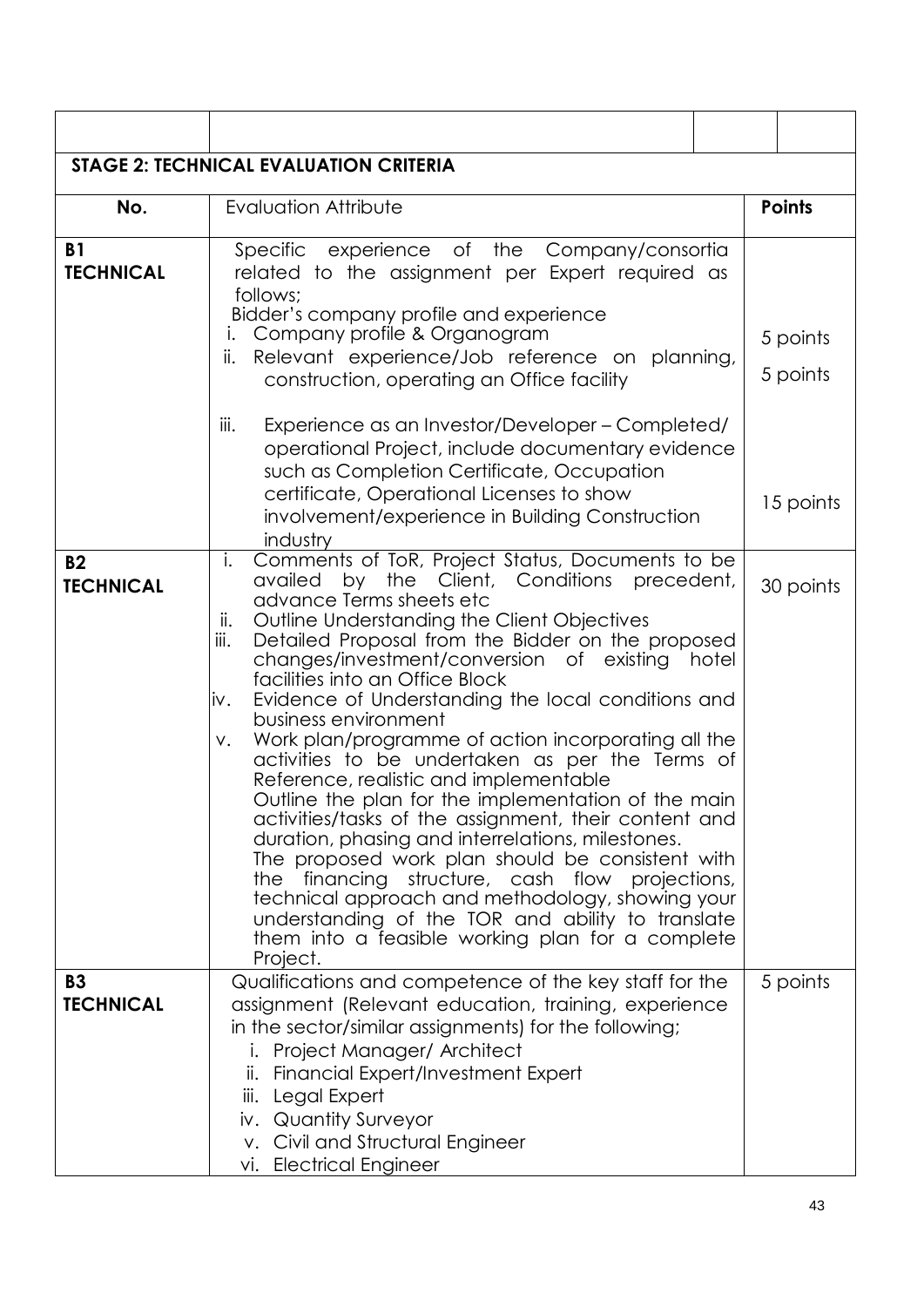| | | |
|---|---|---|
| **STAGE 2: TECHNICAL EVALUATION CRITERIA** | | |
| **No.** | Evaluation Attribute | **Points** |
| **B1 TECHNICAL** | Specific experience of the Company/consortia related to the assignment per Expert required as follows;<br>Bidder's company profile and experience<br>i. Company profile & Organogram<br>ii. Relevant experience/Job reference on planning, construction, operating an Office facility<br>iii. Experience as an Investor/Developer – Completed/ operational Project, include documentary evidence such as Completion Certificate, Occupation certificate, Operational Licenses to show involvement/experience in Building Construction industry | 5 points<br>5 points<br>15 points |
| **B2 TECHNICAL** | i. Comments of ToR, Project Status, Documents to be availed by the Client, Conditions precedent, advance Terms sheets etc<br>ii. Outline Understanding the Client Objectives<br>iii. Detailed Proposal from the Bidder on the proposed changes/investment/conversion of existing hotel facilities into an Office Block<br>iv. Evidence of Understanding the local conditions and business environment<br>v. Work plan/programme of action incorporating all the activities to be undertaken as per the Terms of Reference, realistic and implementable<br>Outline the plan for the implementation of the main activities/tasks of the assignment, their content and duration, phasing and interrelations, milestones. The proposed work plan should be consistent with the financing structure, cash flow projections, technical approach and methodology, showing your understanding of the TOR and ability to translate them into a feasible working plan for a complete Project. | 30 points |
| **B3 TECHNICAL** | Qualifications and competence of the key staff for the assignment (Relevant education, training, experience in the sector/similar assignments) for the following;<br>i. Project Manager/ Architect<br>ii. Financial Expert/Investment Expert<br>iii. Legal Expert<br>iv. Quantity Surveyor<br>v. Civil and Structural Engineer<br>vi. Electrical Engineer | 5 points |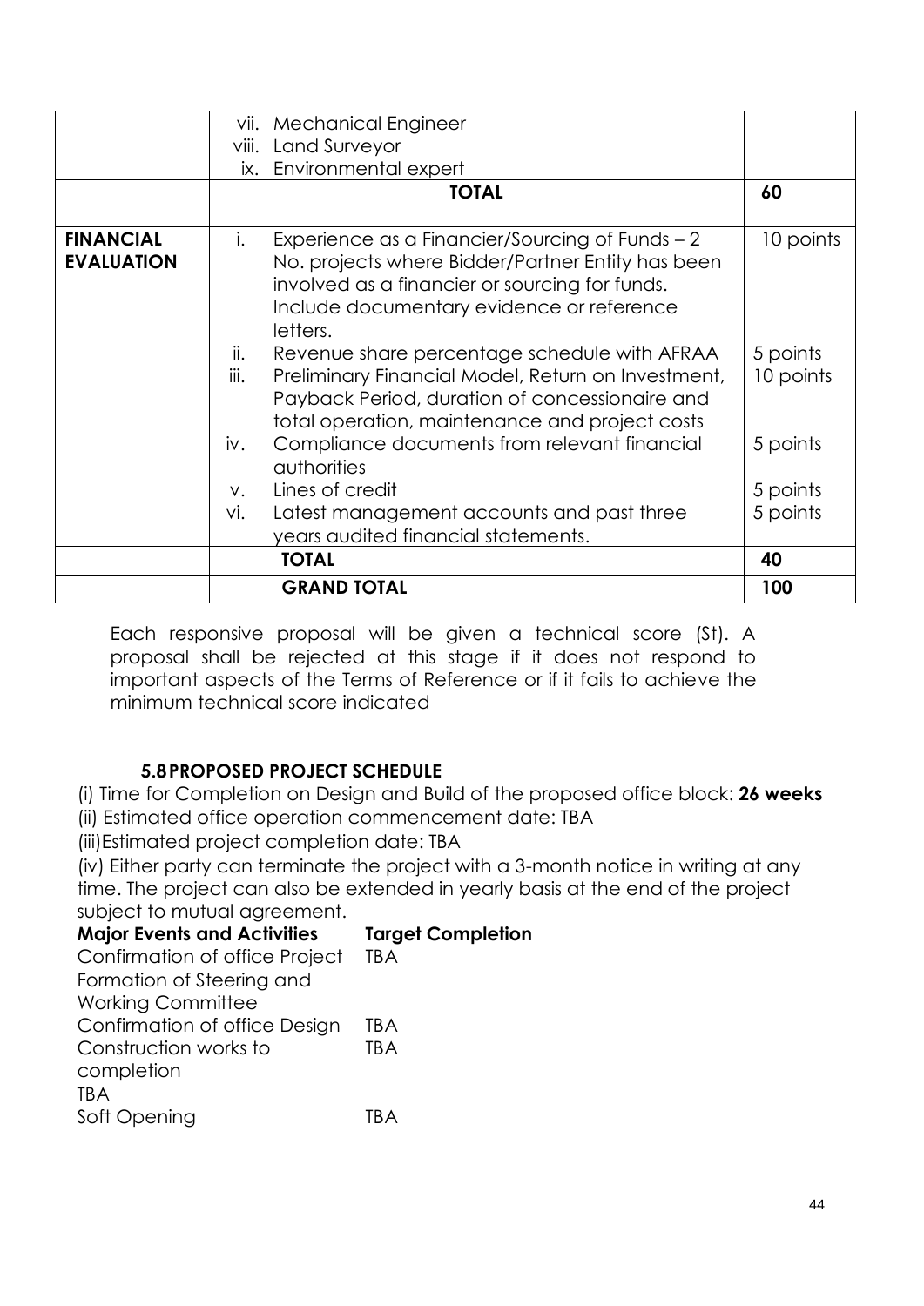|  |  |  |
| --- | --- | --- |
|  | vii. Mechanical Engineer<br>viii. Land Surveyor<br>ix. Environmental expert |  |
|  | **TOTAL** | **60** |
| **FINANCIAL EVALUATION** | i. Experience as a Financier/Sourcing of Funds – 2 No. projects where Bidder/Partner Entity has been involved as a financier or sourcing for funds. Include documentary evidence or reference letters. | 10 points |
|  | ii. Revenue share percentage schedule with AFRAA | 5 points |
|  | iii. Preliminary Financial Model, Return on Investment, Payback Period, duration of concessionaire and total operation, maintenance and project costs | 10 points |
|  | iv. Compliance documents from relevant financial authorities | 5 points |
|  | v. Lines of credit | 5 points |
|  | vi. Latest management accounts and past three years audited financial statements. | 5 points |
|  | **TOTAL** | **40** |
|  | **GRAND TOTAL** | **100** |

Each responsive proposal will be given a technical score (St). A proposal shall be rejected at this stage if it does not respond to important aspects of the Terms of Reference or if it fails to achieve the minimum technical score indicated

### 5.8 PROPOSED PROJECT SCHEDULE

(i) Time for Completion on Design and Build of the proposed office block: **26 weeks**
(ii) Estimated office operation commencement date: TBA
(iii) Estimated project completion date: TBA
(iv) Either party can terminate the project with a 3-month notice in writing at any time. The project can also be extended in yearly basis at the end of the project subject to mutual agreement.

| **Major Events and Activities** | **Target Completion** |
| --- | --- |
| Confirmation of office Project | TBA |
| Formation of Steering and Working Committee | |
| Confirmation of office Design | TBA |
| Construction works to completion | TBA |
| TBA | |
| Soft Opening | TBA |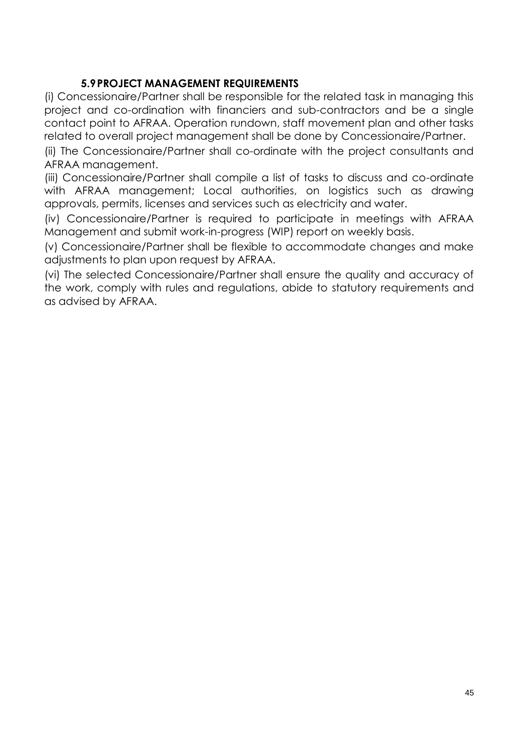### 5.9 PROJECT MANAGEMENT REQUIREMENTS

(i) Concessionaire/Partner shall be responsible for the related task in managing this project and co-ordination with financiers and sub-contractors and be a single contact point to AFRAA. Operation rundown, staff movement plan and other tasks related to overall project management shall be done by Concessionaire/Partner.

(ii) The Concessionaire/Partner shall co-ordinate with the project consultants and AFRAA management.

(iii) Concessionaire/Partner shall compile a list of tasks to discuss and co-ordinate with AFRAA management; Local authorities, on logistics such as drawing approvals, permits, licenses and services such as electricity and water.

(iv) Concessionaire/Partner is required to participate in meetings with AFRAA Management and submit work-in-progress (WIP) report on weekly basis.

(v) Concessionaire/Partner shall be flexible to accommodate changes and make adjustments to plan upon request by AFRAA.

(vi) The selected Concessionaire/Partner shall ensure the quality and accuracy of the work, comply with rules and regulations, abide to statutory requirements and as advised by AFRAA.